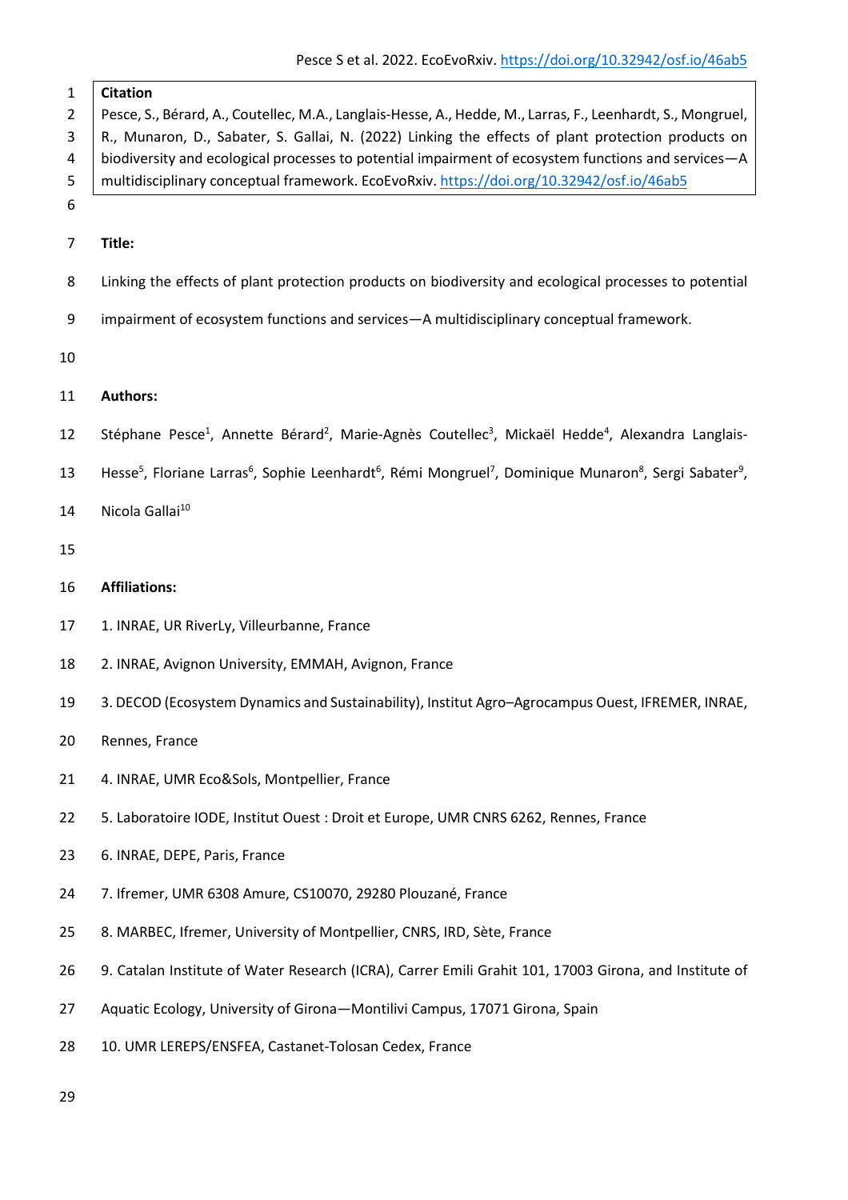**Citation**

Pesce, S., Bérard, A., Coutellec, M.A., Langlais-Hesse, A., Hedde, M., Larras, F., Leenhardt, S., Mongruel, R., Munaron, D., Sabater, S. Gallai, N. (2022) Linking the effects of plant protection products on biodiversity and ecological processes to potential impairment of ecosystem functions and services—A multidisciplinary conceptual framework. EcoEvoRxiv. https://doi.org/10.32942/osf.io/46ab5

**Title:**

Linking the effects of plant protection products on biodiversity and ecological processes to potential impairment of ecosystem functions and services—A multidisciplinary conceptual framework.

**Authors:**

Stéphane Pesce[1], Annette Bérard[2], Marie-Agnès Coutellec[3], Mickaël Hedde[4], Alexandra Langlais-Hesse[5], Floriane Larras[6], Sophie Leenhardt[6], Rémi Mongruel[7], Dominique Munaron[8], Sergi Sabater[9], Nicola Gallai[10]

**Affiliations:**

1. INRAE, UR RiverLy, Villeurbanne, France
2. INRAE, Avignon University, EMMAH, Avignon, France
3. DECOD (Ecosystem Dynamics and Sustainability), Institut Agro–Agrocampus Ouest, IFREMER, INRAE, Rennes, France
4. INRAE, UMR Eco&Sols, Montpellier, France
5. Laboratoire IODE, Institut Ouest : Droit et Europe, UMR CNRS 6262, Rennes, France
6. INRAE, DEPE, Paris, France
7. Ifremer, UMR 6308 Amure, CS10070, 29280 Plouzané, France
8. MARBEC, Ifremer, University of Montpellier, CNRS, IRD, Sète, France
9. Catalan Institute of Water Research (ICRA), Carrer Emili Grahit 101, 17003 Girona, and Institute of Aquatic Ecology, University of Girona—Montilivi Campus, 17071 Girona, Spain
10. UMR LEREPS/ENSFEA, Castanet-Tolosan Cedex, France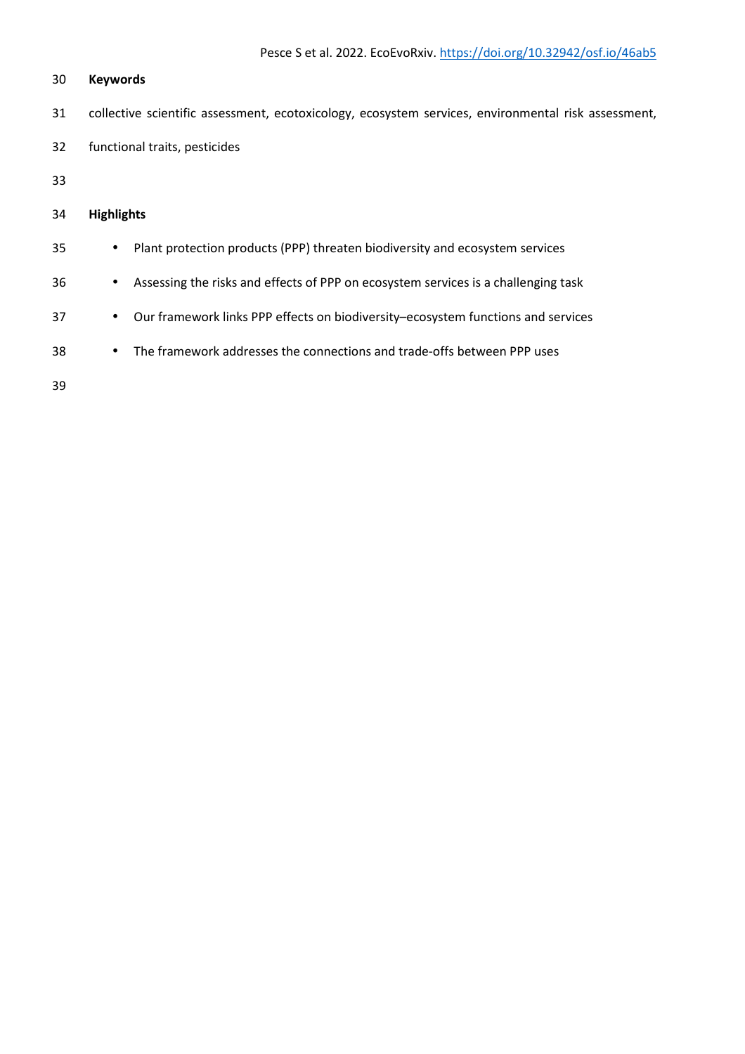**Keywords**

collective scientific assessment, ecotoxicology, ecosystem services, environmental risk assessment, functional traits, pesticides

**Highlights**

- Plant protection products (PPP) threaten biodiversity and ecosystem services
- Assessing the risks and effects of PPP on ecosystem services is a challenging task
- Our framework links PPP effects on biodiversity–ecosystem functions and services
- The framework addresses the connections and trade-offs between PPP uses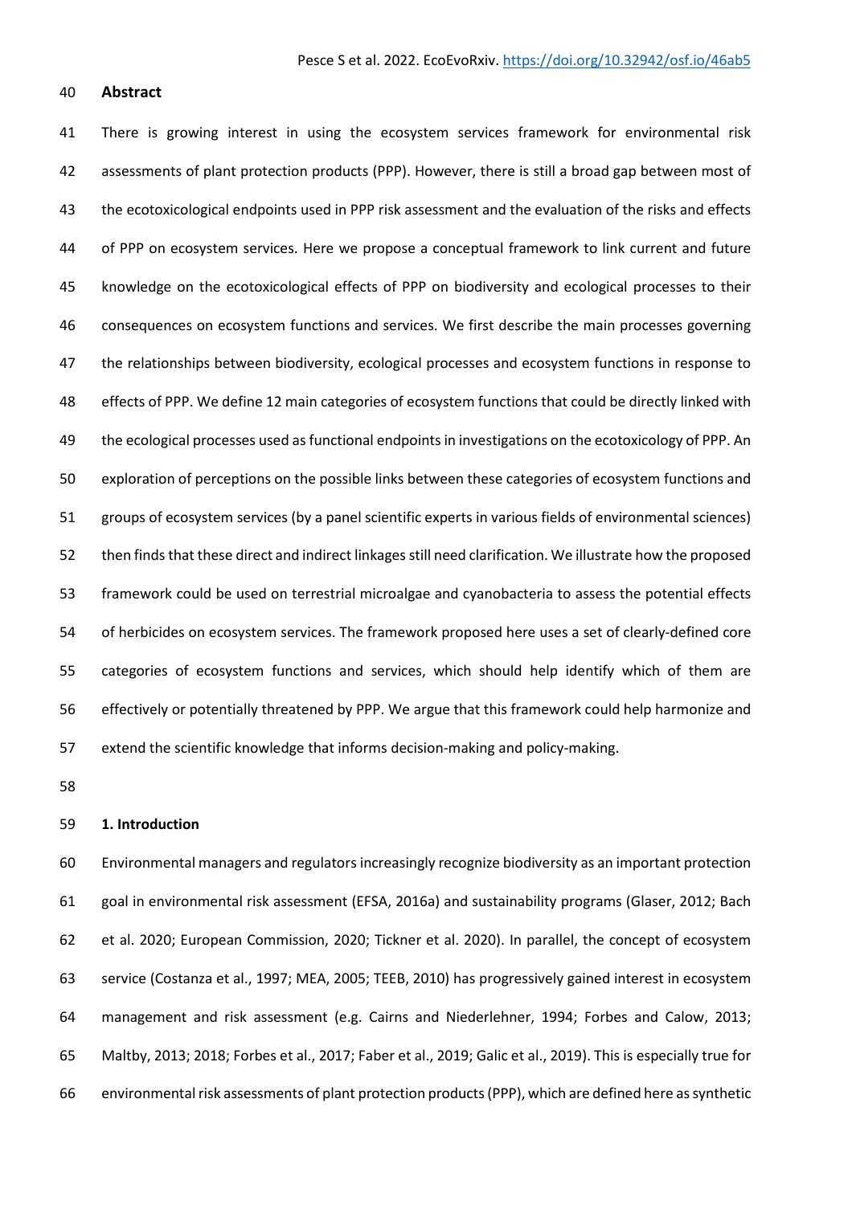## Abstract

There is growing interest in using the ecosystem services framework for environmental risk assessments of plant protection products (PPP). However, there is still a broad gap between most of the ecotoxicological endpoints used in PPP risk assessment and the evaluation of the risks and effects of PPP on ecosystem services. Here we propose a conceptual framework to link current and future knowledge on the ecotoxicological effects of PPP on biodiversity and ecological processes to their consequences on ecosystem functions and services. We first describe the main processes governing the relationships between biodiversity, ecological processes and ecosystem functions in response to effects of PPP. We define 12 main categories of ecosystem functions that could be directly linked with the ecological processes used as functional endpoints in investigations on the ecotoxicology of PPP. An exploration of perceptions on the possible links between these categories of ecosystem functions and groups of ecosystem services (by a panel scientific experts in various fields of environmental sciences) then finds that these direct and indirect linkages still need clarification. We illustrate how the proposed framework could be used on terrestrial microalgae and cyanobacteria to assess the potential effects of herbicides on ecosystem services. The framework proposed here uses a set of clearly-defined core categories of ecosystem functions and services, which should help identify which of them are effectively or potentially threatened by PPP. We argue that this framework could help harmonize and extend the scientific knowledge that informs decision-making and policy-making.

## 1. Introduction

Environmental managers and regulators increasingly recognize biodiversity as an important protection goal in environmental risk assessment (EFSA, 2016a) and sustainability programs (Glaser, 2012; Bach et al. 2020; European Commission, 2020; Tickner et al. 2020). In parallel, the concept of ecosystem service (Costanza et al., 1997; MEA, 2005; TEEB, 2010) has progressively gained interest in ecosystem management and risk assessment (e.g. Cairns and Niederlehner, 1994; Forbes and Calow, 2013; Maltby, 2013; 2018; Forbes et al., 2017; Faber et al., 2019; Galic et al., 2019). This is especially true for environmental risk assessments of plant protection products (PPP), which are defined here as synthetic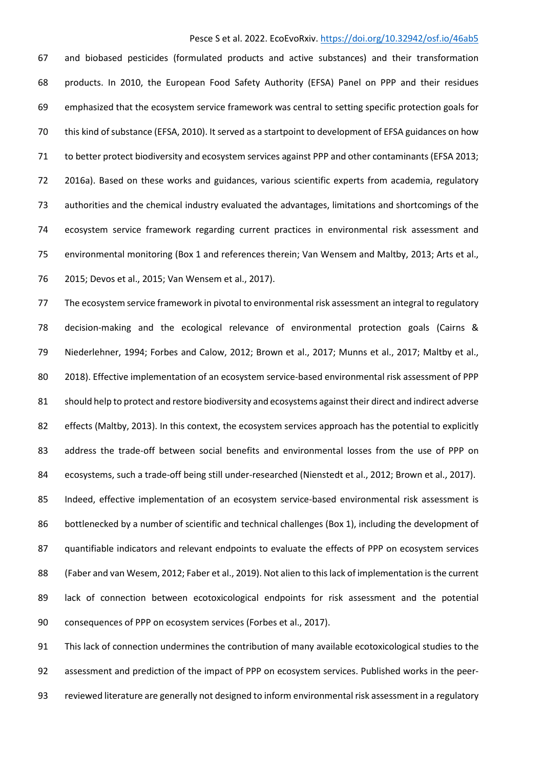and biobased pesticides (formulated products and active substances) and their transformation products. In 2010, the European Food Safety Authority (EFSA) Panel on PPP and their residues emphasized that the ecosystem service framework was central to setting specific protection goals for this kind of substance (EFSA, 2010). It served as a startpoint to development of EFSA guidances on how to better protect biodiversity and ecosystem services against PPP and other contaminants (EFSA 2013; 2016a). Based on these works and guidances, various scientific experts from academia, regulatory authorities and the chemical industry evaluated the advantages, limitations and shortcomings of the ecosystem service framework regarding current practices in environmental risk assessment and environmental monitoring (Box 1 and references therein; Van Wensem and Maltby, 2013; Arts et al., 2015; Devos et al., 2015; Van Wensem et al., 2017).

The ecosystem service framework in pivotal to environmental risk assessment an integral to regulatory decision-making and the ecological relevance of environmental protection goals (Cairns & Niederlehner, 1994; Forbes and Calow, 2012; Brown et al., 2017; Munns et al., 2017; Maltby et al., 2018). Effective implementation of an ecosystem service-based environmental risk assessment of PPP should help to protect and restore biodiversity and ecosystems against their direct and indirect adverse effects (Maltby, 2013). In this context, the ecosystem services approach has the potential to explicitly address the trade-off between social benefits and environmental losses from the use of PPP on ecosystems, such a trade-off being still under-researched (Nienstedt et al., 2012; Brown et al., 2017). Indeed, effective implementation of an ecosystem service-based environmental risk assessment is bottlenecked by a number of scientific and technical challenges (Box 1), including the development of quantifiable indicators and relevant endpoints to evaluate the effects of PPP on ecosystem services (Faber and van Wesem, 2012; Faber et al., 2019). Not alien to this lack of implementation is the current lack of connection between ecotoxicological endpoints for risk assessment and the potential consequences of PPP on ecosystem services (Forbes et al., 2017).

This lack of connection undermines the contribution of many available ecotoxicological studies to the assessment and prediction of the impact of PPP on ecosystem services. Published works in the peer-reviewed literature are generally not designed to inform environmental risk assessment in a regulatory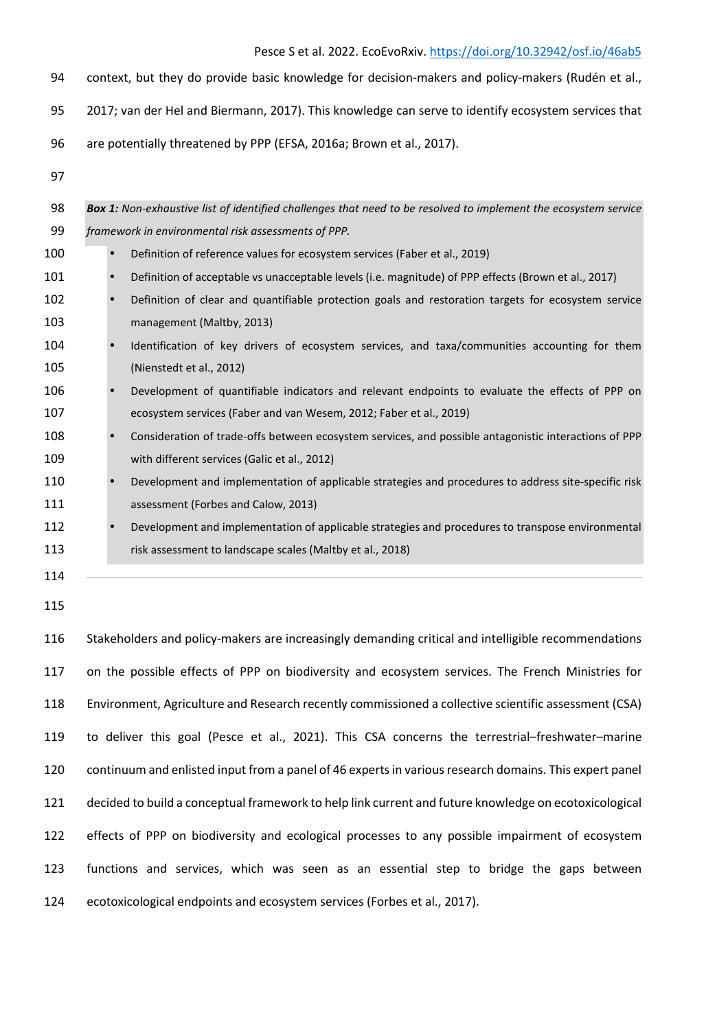context, but they do provide basic knowledge for decision-makers and policy-makers (Rudén et al., 2017; van der Hel and Biermann, 2017). This knowledge can serve to identify ecosystem services that are potentially threatened by PPP (EFSA, 2016a; Brown et al., 2017).

***Box 1:** Non-exhaustive list of identified challenges that need to be resolved to implement the ecosystem service framework in environmental risk assessments of PPP.*

- Definition of reference values for ecosystem services (Faber et al., 2019)
- Definition of acceptable vs unacceptable levels (i.e. magnitude) of PPP effects (Brown et al., 2017)
- Definition of clear and quantifiable protection goals and restoration targets for ecosystem service management (Maltby, 2013)
- Identification of key drivers of ecosystem services, and taxa/communities accounting for them (Nienstedt et al., 2012)
- Development of quantifiable indicators and relevant endpoints to evaluate the effects of PPP on ecosystem services (Faber and van Wesem, 2012; Faber et al., 2019)
- Consideration of trade-offs between ecosystem services, and possible antagonistic interactions of PPP with different services (Galic et al., 2012)
- Development and implementation of applicable strategies and procedures to address site-specific risk assessment (Forbes and Calow, 2013)
- Development and implementation of applicable strategies and procedures to transpose environmental risk assessment to landscape scales (Maltby et al., 2018)

Stakeholders and policy-makers are increasingly demanding critical and intelligible recommendations on the possible effects of PPP on biodiversity and ecosystem services. The French Ministries for Environment, Agriculture and Research recently commissioned a collective scientific assessment (CSA) to deliver this goal (Pesce et al., 2021). This CSA concerns the terrestrial–freshwater–marine continuum and enlisted input from a panel of 46 experts in various research domains. This expert panel decided to build a conceptual framework to help link current and future knowledge on ecotoxicological effects of PPP on biodiversity and ecological processes to any possible impairment of ecosystem functions and services, which was seen as an essential step to bridge the gaps between ecotoxicological endpoints and ecosystem services (Forbes et al., 2017).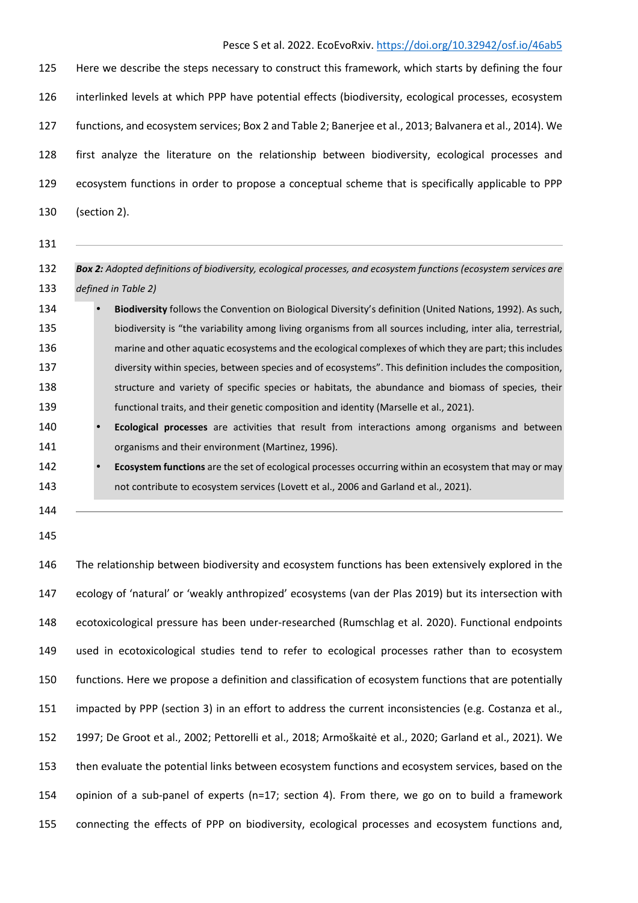Here we describe the steps necessary to construct this framework, which starts by defining the four interlinked levels at which PPP have potential effects (biodiversity, ecological processes, ecosystem functions, and ecosystem services; Box 2 and Table 2; Banerjee et al., 2013; Balvanera et al., 2014). We first analyze the literature on the relationship between biodiversity, ecological processes and ecosystem functions in order to propose a conceptual scheme that is specifically applicable to PPP (section 2).

---

***Box 2:** Adopted definitions of biodiversity, ecological processes, and ecosystem functions (ecosystem services are defined in Table 2)*

- **Biodiversity** follows the Convention on Biological Diversity's definition (United Nations, 1992). As such, biodiversity is "the variability among living organisms from all sources including, inter alia, terrestrial, marine and other aquatic ecosystems and the ecological complexes of which they are part; this includes diversity within species, between species and of ecosystems". This definition includes the composition, structure and variety of specific species or habitats, the abundance and biomass of species, their functional traits, and their genetic composition and identity (Marselle et al., 2021).
- **Ecological processes** are activities that result from interactions among organisms and between organisms and their environment (Martinez, 1996).
- **Ecosystem functions** are the set of ecological processes occurring within an ecosystem that may or may not contribute to ecosystem services (Lovett et al., 2006 and Garland et al., 2021).

---

The relationship between biodiversity and ecosystem functions has been extensively explored in the ecology of 'natural' or 'weakly anthropized' ecosystems (van der Plas 2019) but its intersection with ecotoxicological pressure has been under-researched (Rumschlag et al. 2020). Functional endpoints used in ecotoxicological studies tend to refer to ecological processes rather than to ecosystem functions. Here we propose a definition and classification of ecosystem functions that are potentially impacted by PPP (section 3) in an effort to address the current inconsistencies (e.g. Costanza et al., 1997; De Groot et al., 2002; Pettorelli et al., 2018; Armoškaitė et al., 2020; Garland et al., 2021). We then evaluate the potential links between ecosystem functions and ecosystem services, based on the opinion of a sub-panel of experts (n=17; section 4). From there, we go on to build a framework connecting the effects of PPP on biodiversity, ecological processes and ecosystem functions and,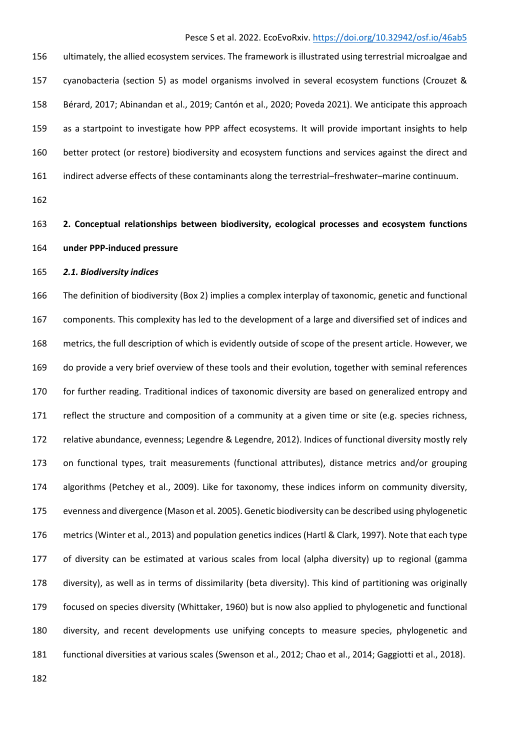ultimately, the allied ecosystem services. The framework is illustrated using terrestrial microalgae and cyanobacteria (section 5) as model organisms involved in several ecosystem functions (Crouzet & Bérard, 2017; Abinandan et al., 2019; Cantón et al., 2020; Poveda 2021). We anticipate this approach as a startpoint to investigate how PPP affect ecosystems. It will provide important insights to help better protect (or restore) biodiversity and ecosystem functions and services against the direct and indirect adverse effects of these contaminants along the terrestrial–freshwater–marine continuum.

## 2. Conceptual relationships between biodiversity, ecological processes and ecosystem functions under PPP-induced pressure

### *2.1. Biodiversity indices*

The definition of biodiversity (Box 2) implies a complex interplay of taxonomic, genetic and functional components. This complexity has led to the development of a large and diversified set of indices and metrics, the full description of which is evidently outside of scope of the present article. However, we do provide a very brief overview of these tools and their evolution, together with seminal references for further reading. Traditional indices of taxonomic diversity are based on generalized entropy and reflect the structure and composition of a community at a given time or site (e.g. species richness, relative abundance, evenness; Legendre & Legendre, 2012). Indices of functional diversity mostly rely on functional types, trait measurements (functional attributes), distance metrics and/or grouping algorithms (Petchey et al., 2009). Like for taxonomy, these indices inform on community diversity, evenness and divergence (Mason et al. 2005). Genetic biodiversity can be described using phylogenetic metrics (Winter et al., 2013) and population genetics indices (Hartl & Clark, 1997). Note that each type of diversity can be estimated at various scales from local (alpha diversity) up to regional (gamma diversity), as well as in terms of dissimilarity (beta diversity). This kind of partitioning was originally focused on species diversity (Whittaker, 1960) but is now also applied to phylogenetic and functional diversity, and recent developments use unifying concepts to measure species, phylogenetic and functional diversities at various scales (Swenson et al., 2012; Chao et al., 2014; Gaggiotti et al., 2018).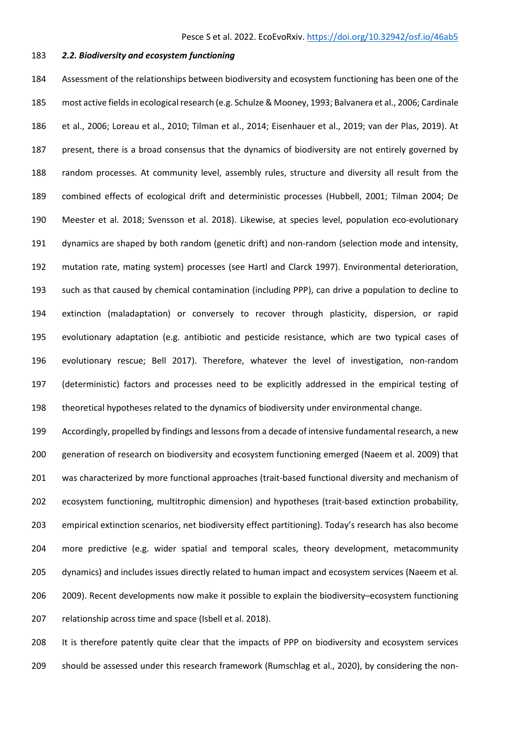### *2.2. Biodiversity and ecosystem functioning*

Assessment of the relationships between biodiversity and ecosystem functioning has been one of the most active fields in ecological research (e.g. Schulze & Mooney, 1993; Balvanera et al., 2006; Cardinale et al., 2006; Loreau et al., 2010; Tilman et al., 2014; Eisenhauer et al., 2019; van der Plas, 2019). At present, there is a broad consensus that the dynamics of biodiversity are not entirely governed by random processes. At community level, assembly rules, structure and diversity all result from the combined effects of ecological drift and deterministic processes (Hubbell, 2001; Tilman 2004; De Meester et al. 2018; Svensson et al. 2018). Likewise, at species level, population eco-evolutionary dynamics are shaped by both random (genetic drift) and non-random (selection mode and intensity, mutation rate, mating system) processes (see Hartl and Clarck 1997). Environmental deterioration, such as that caused by chemical contamination (including PPP), can drive a population to decline to extinction (maladaptation) or conversely to recover through plasticity, dispersion, or rapid evolutionary adaptation (e.g. antibiotic and pesticide resistance, which are two typical cases of evolutionary rescue; Bell 2017). Therefore, whatever the level of investigation, non-random (deterministic) factors and processes need to be explicitly addressed in the empirical testing of theoretical hypotheses related to the dynamics of biodiversity under environmental change.

Accordingly, propelled by findings and lessons from a decade of intensive fundamental research, a new generation of research on biodiversity and ecosystem functioning emerged (Naeem et al. 2009) that was characterized by more functional approaches (trait-based functional diversity and mechanism of ecosystem functioning, multitrophic dimension) and hypotheses (trait-based extinction probability, empirical extinction scenarios, net biodiversity effect partitioning). Today's research has also become more predictive (e.g. wider spatial and temporal scales, theory development, metacommunity dynamics) and includes issues directly related to human impact and ecosystem services (Naeem et al. 2009). Recent developments now make it possible to explain the biodiversity–ecosystem functioning relationship across time and space (Isbell et al. 2018).

It is therefore patently quite clear that the impacts of PPP on biodiversity and ecosystem services should be assessed under this research framework (Rumschlag et al., 2020), by considering the non-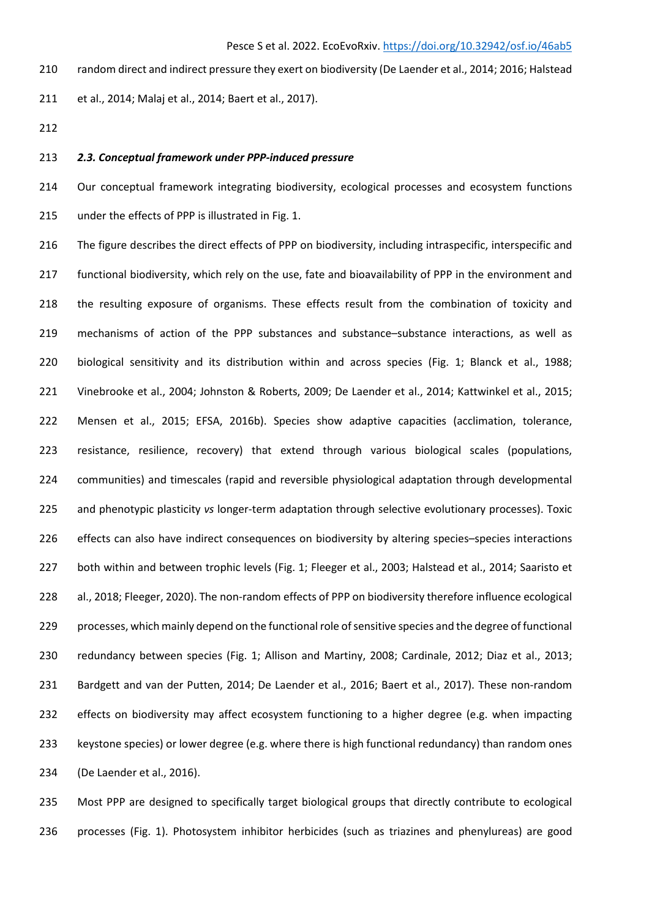random direct and indirect pressure they exert on biodiversity (De Laender et al., 2014; 2016; Halstead et al., 2014; Malaj et al., 2014; Baert et al., 2017).

### *2.3. Conceptual framework under PPP-induced pressure*

Our conceptual framework integrating biodiversity, ecological processes and ecosystem functions under the effects of PPP is illustrated in Fig. 1.

The figure describes the direct effects of PPP on biodiversity, including intraspecific, interspecific and functional biodiversity, which rely on the use, fate and bioavailability of PPP in the environment and the resulting exposure of organisms. These effects result from the combination of toxicity and mechanisms of action of the PPP substances and substance–substance interactions, as well as biological sensitivity and its distribution within and across species (Fig. 1; Blanck et al., 1988; Vinebrooke et al., 2004; Johnston & Roberts, 2009; De Laender et al., 2014; Kattwinkel et al., 2015; Mensen et al., 2015; EFSA, 2016b). Species show adaptive capacities (acclimation, tolerance, resistance, resilience, recovery) that extend through various biological scales (populations, communities) and timescales (rapid and reversible physiological adaptation through developmental and phenotypic plasticity *vs* longer-term adaptation through selective evolutionary processes). Toxic effects can also have indirect consequences on biodiversity by altering species–species interactions both within and between trophic levels (Fig. 1; Fleeger et al., 2003; Halstead et al., 2014; Saaristo et al., 2018; Fleeger, 2020). The non-random effects of PPP on biodiversity therefore influence ecological processes, which mainly depend on the functional role of sensitive species and the degree of functional redundancy between species (Fig. 1; Allison and Martiny, 2008; Cardinale, 2012; Diaz et al., 2013; Bardgett and van der Putten, 2014; De Laender et al., 2016; Baert et al., 2017). These non-random effects on biodiversity may affect ecosystem functioning to a higher degree (e.g. when impacting keystone species) or lower degree (e.g. where there is high functional redundancy) than random ones (De Laender et al., 2016).

Most PPP are designed to specifically target biological groups that directly contribute to ecological processes (Fig. 1). Photosystem inhibitor herbicides (such as triazines and phenylureas) are good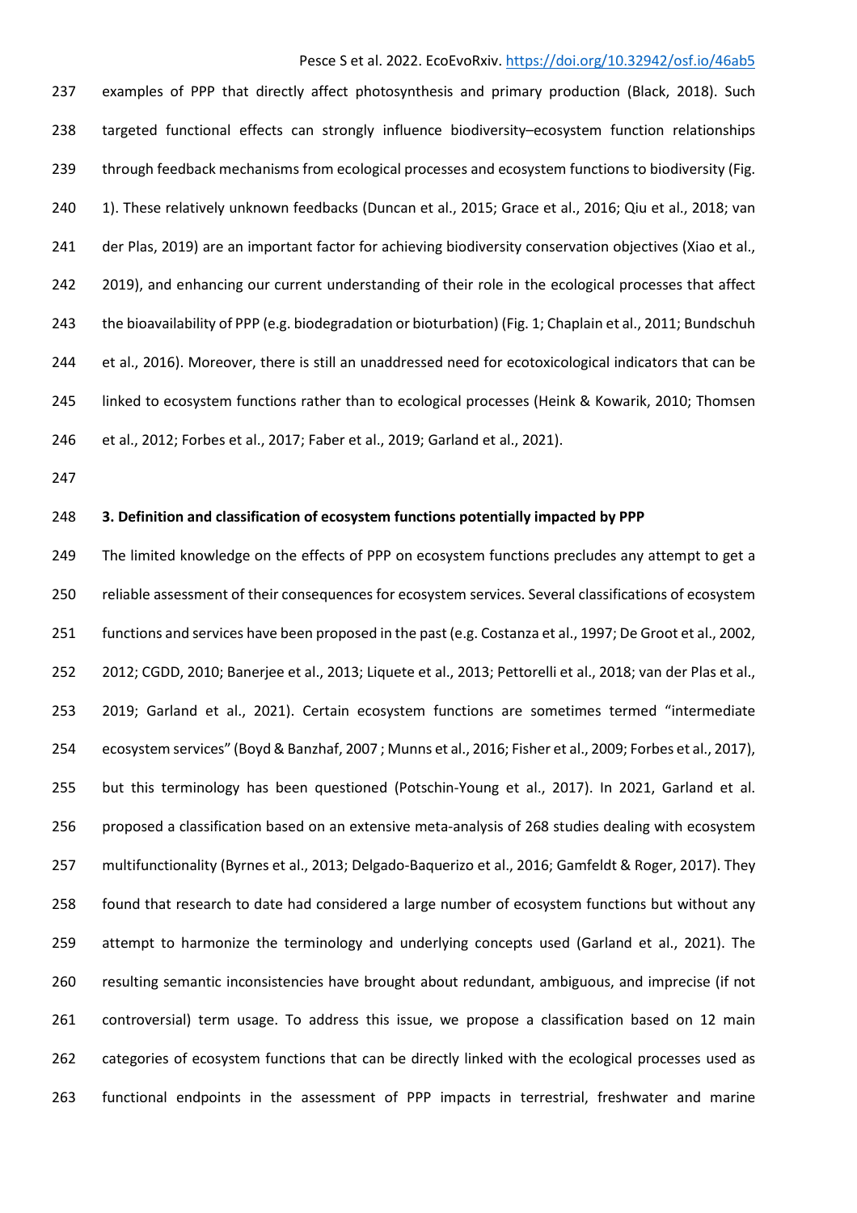examples of PPP that directly affect photosynthesis and primary production (Black, 2018). Such targeted functional effects can strongly influence biodiversity–ecosystem function relationships through feedback mechanisms from ecological processes and ecosystem functions to biodiversity (Fig. 1). These relatively unknown feedbacks (Duncan et al., 2015; Grace et al., 2016; Qiu et al., 2018; van der Plas, 2019) are an important factor for achieving biodiversity conservation objectives (Xiao et al., 2019), and enhancing our current understanding of their role in the ecological processes that affect the bioavailability of PPP (e.g. biodegradation or bioturbation) (Fig. 1; Chaplain et al., 2011; Bundschuh et al., 2016). Moreover, there is still an unaddressed need for ecotoxicological indicators that can be linked to ecosystem functions rather than to ecological processes (Heink & Kowarik, 2010; Thomsen et al., 2012; Forbes et al., 2017; Faber et al., 2019; Garland et al., 2021).

## 3. Definition and classification of ecosystem functions potentially impacted by PPP

The limited knowledge on the effects of PPP on ecosystem functions precludes any attempt to get a reliable assessment of their consequences for ecosystem services. Several classifications of ecosystem functions and services have been proposed in the past (e.g. Costanza et al., 1997; De Groot et al., 2002, 2012; CGDD, 2010; Banerjee et al., 2013; Liquete et al., 2013; Pettorelli et al., 2018; van der Plas et al., 2019; Garland et al., 2021). Certain ecosystem functions are sometimes termed "intermediate ecosystem services" (Boyd & Banzhaf, 2007 ; Munns et al., 2016; Fisher et al., 2009; Forbes et al., 2017), but this terminology has been questioned (Potschin-Young et al., 2017). In 2021, Garland et al. proposed a classification based on an extensive meta-analysis of 268 studies dealing with ecosystem multifunctionality (Byrnes et al., 2013; Delgado-Baquerizo et al., 2016; Gamfeldt & Roger, 2017). They found that research to date had considered a large number of ecosystem functions but without any attempt to harmonize the terminology and underlying concepts used (Garland et al., 2021). The resulting semantic inconsistencies have brought about redundant, ambiguous, and imprecise (if not controversial) term usage. To address this issue, we propose a classification based on 12 main categories of ecosystem functions that can be directly linked with the ecological processes used as functional endpoints in the assessment of PPP impacts in terrestrial, freshwater and marine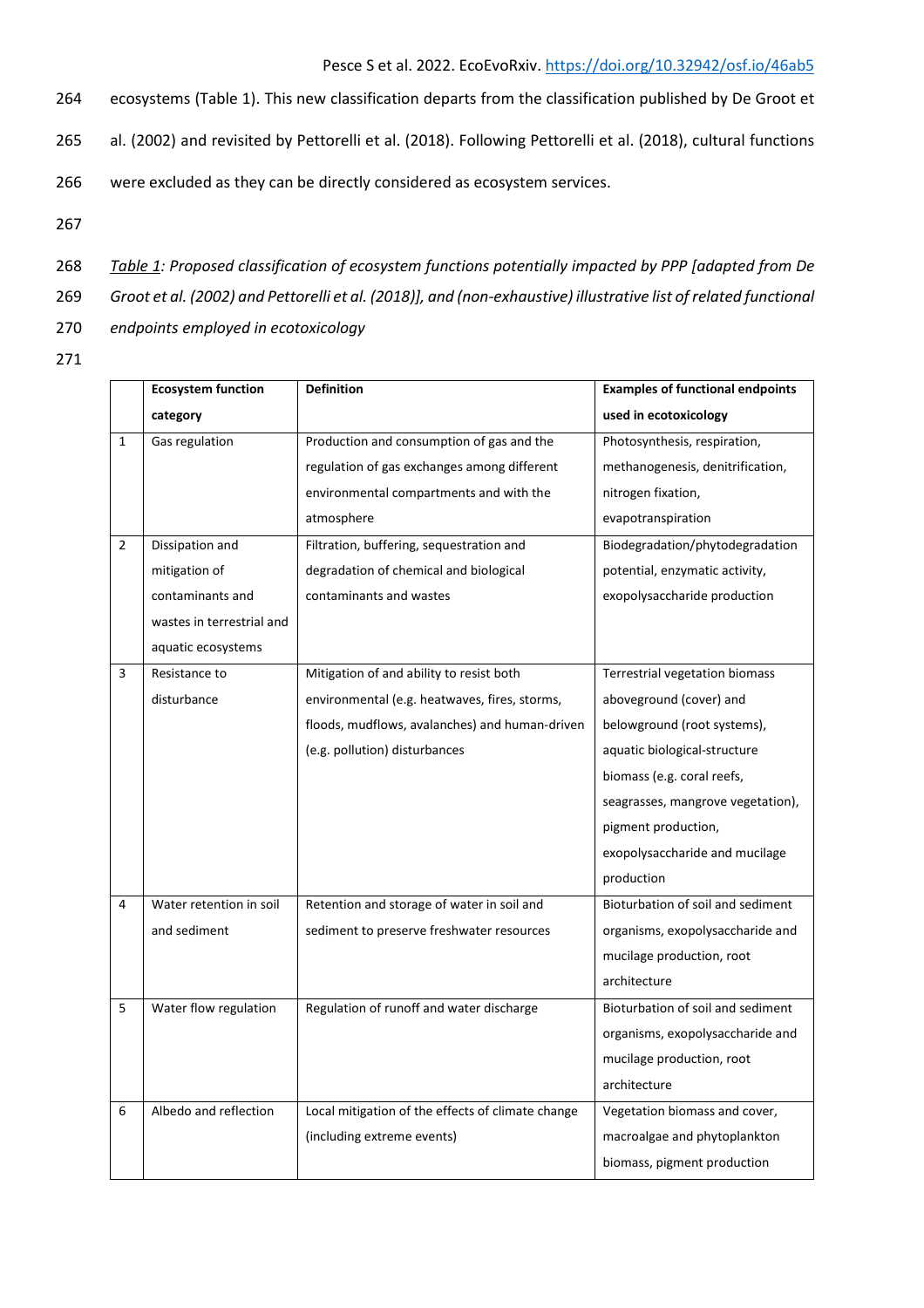ecosystems (Table 1). This new classification departs from the classification published by De Groot et al. (2002) and revisited by Pettorelli et al. (2018). Following Pettorelli et al. (2018), cultural functions were excluded as they can be directly considered as ecosystem services.

*Table 1: Proposed classification of ecosystem functions potentially impacted by PPP [adapted from De Groot et al. (2002) and Pettorelli et al. (2018)], and (non-exhaustive) illustrative list of related functional endpoints employed in ecotoxicology*

| | **Ecosystem function category** | **Definition** | **Examples of functional endpoints used in ecotoxicology** |
|---|---|---|---|
| 1 | Gas regulation | Production and consumption of gas and the regulation of gas exchanges among different environmental compartments and with the atmosphere | Photosynthesis, respiration, methanogenesis, denitrification, nitrogen fixation, evapotranspiration |
| 2 | Dissipation and mitigation of contaminants and wastes in terrestrial and aquatic ecosystems | Filtration, buffering, sequestration and degradation of chemical and biological contaminants and wastes | Biodegradation/phytodegradation potential, enzymatic activity, exopolysaccharide production |
| 3 | Resistance to disturbance | Mitigation of and ability to resist both environmental (e.g. heatwaves, fires, storms, floods, mudflows, avalanches) and human-driven (e.g. pollution) disturbances | Terrestrial vegetation biomass aboveground (cover) and belowground (root systems), aquatic biological-structure biomass (e.g. coral reefs, seagrasses, mangrove vegetation), pigment production, exopolysaccharide and mucilage production |
| 4 | Water retention in soil and sediment | Retention and storage of water in soil and sediment to preserve freshwater resources | Bioturbation of soil and sediment organisms, exopolysaccharide and mucilage production, root architecture |
| 5 | Water flow regulation | Regulation of runoff and water discharge | Bioturbation of soil and sediment organisms, exopolysaccharide and mucilage production, root architecture |
| 6 | Albedo and reflection | Local mitigation of the effects of climate change (including extreme events) | Vegetation biomass and cover, macroalgae and phytoplankton biomass, pigment production |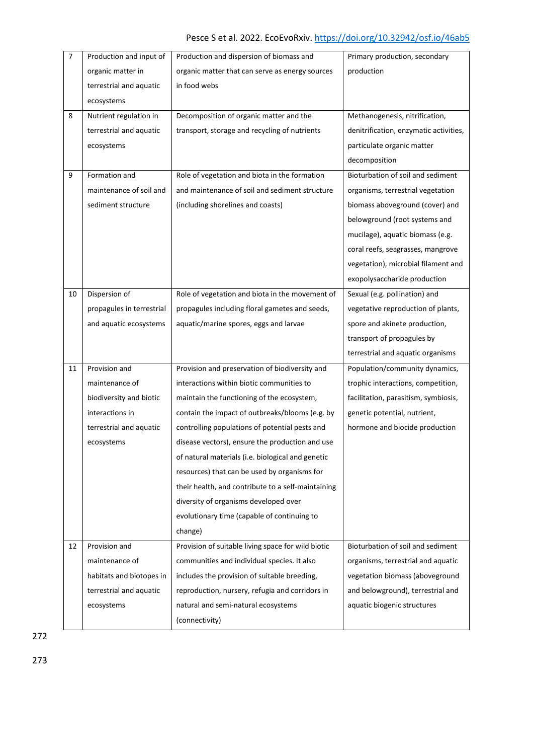| 7 | Production and input of organic matter in terrestrial and aquatic ecosystems | Production and dispersion of biomass and organic matter that can serve as energy sources in food webs | Primary production, secondary production |
|---|---|---|---|
| 8 | Nutrient regulation in terrestrial and aquatic ecosystems | Decomposition of organic matter and the transport, storage and recycling of nutrients | Methanogenesis, nitrification, denitrification, enzymatic activities, particulate organic matter decomposition |
| 9 | Formation and maintenance of soil and sediment structure | Role of vegetation and biota in the formation and maintenance of soil and sediment structure (including shorelines and coasts) | Bioturbation of soil and sediment organisms, terrestrial vegetation biomass aboveground (cover) and belowground (root systems and mucilage), aquatic biomass (e.g. coral reefs, seagrasses, mangrove vegetation), microbial filament and exopolysaccharide production |
| 10 | Dispersion of propagules in terrestrial and aquatic ecosystems | Role of vegetation and biota in the movement of propagules including floral gametes and seeds, aquatic/marine spores, eggs and larvae | Sexual (e.g. pollination) and vegetative reproduction of plants, spore and akinete production, transport of propagules by terrestrial and aquatic organisms |
| 11 | Provision and maintenance of biodiversity and biotic interactions in terrestrial and aquatic ecosystems | Provision and preservation of biodiversity and interactions within biotic communities to maintain the functioning of the ecosystem, contain the impact of outbreaks/blooms (e.g. by controlling populations of potential pests and disease vectors), ensure the production and use of natural materials (i.e. biological and genetic resources) that can be used by organisms for their health, and contribute to a self-maintaining diversity of organisms developed over evolutionary time (capable of continuing to change) | Population/community dynamics, trophic interactions, competition, facilitation, parasitism, symbiosis, genetic potential, nutrient, hormone and biocide production |
| 12 | Provision and maintenance of habitats and biotopes in terrestrial and aquatic ecosystems | Provision of suitable living space for wild biotic communities and individual species. It also includes the provision of suitable breeding, reproduction, nursery, refugia and corridors in natural and semi-natural ecosystems (connectivity) | Bioturbation of soil and sediment organisms, terrestrial and aquatic vegetation biomass (aboveground and belowground), terrestrial and aquatic biogenic structures |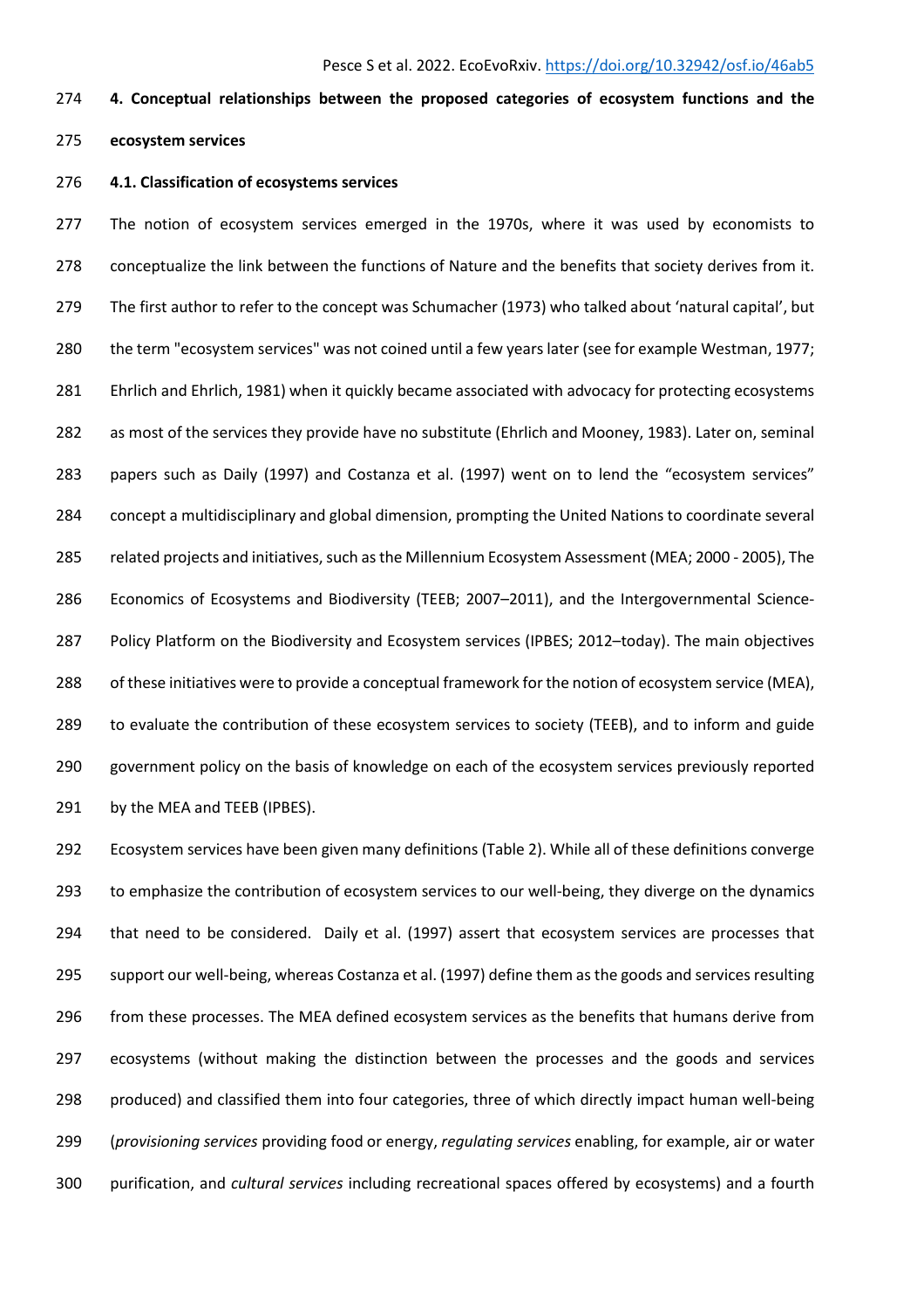## 4. Conceptual relationships between the proposed categories of ecosystem functions and the ecosystem services

### 4.1. Classification of ecosystems services

The notion of ecosystem services emerged in the 1970s, where it was used by economists to conceptualize the link between the functions of Nature and the benefits that society derives from it. The first author to refer to the concept was Schumacher (1973) who talked about 'natural capital', but the term "ecosystem services" was not coined until a few years later (see for example Westman, 1977; Ehrlich and Ehrlich, 1981) when it quickly became associated with advocacy for protecting ecosystems as most of the services they provide have no substitute (Ehrlich and Mooney, 1983). Later on, seminal papers such as Daily (1997) and Costanza et al. (1997) went on to lend the "ecosystem services" concept a multidisciplinary and global dimension, prompting the United Nations to coordinate several related projects and initiatives, such as the Millennium Ecosystem Assessment (MEA; 2000 - 2005), The Economics of Ecosystems and Biodiversity (TEEB; 2007–2011), and the Intergovernmental Science-Policy Platform on the Biodiversity and Ecosystem services (IPBES; 2012–today). The main objectives of these initiatives were to provide a conceptual framework for the notion of ecosystem service (MEA), to evaluate the contribution of these ecosystem services to society (TEEB), and to inform and guide government policy on the basis of knowledge on each of the ecosystem services previously reported by the MEA and TEEB (IPBES).

Ecosystem services have been given many definitions (Table 2). While all of these definitions converge to emphasize the contribution of ecosystem services to our well-being, they diverge on the dynamics that need to be considered. Daily et al. (1997) assert that ecosystem services are processes that support our well-being, whereas Costanza et al. (1997) define them as the goods and services resulting from these processes. The MEA defined ecosystem services as the benefits that humans derive from ecosystems (without making the distinction between the processes and the goods and services produced) and classified them into four categories, three of which directly impact human well-being (*provisioning services* providing food or energy, *regulating services* enabling, for example, air or water purification, and *cultural services* including recreational spaces offered by ecosystems) and a fourth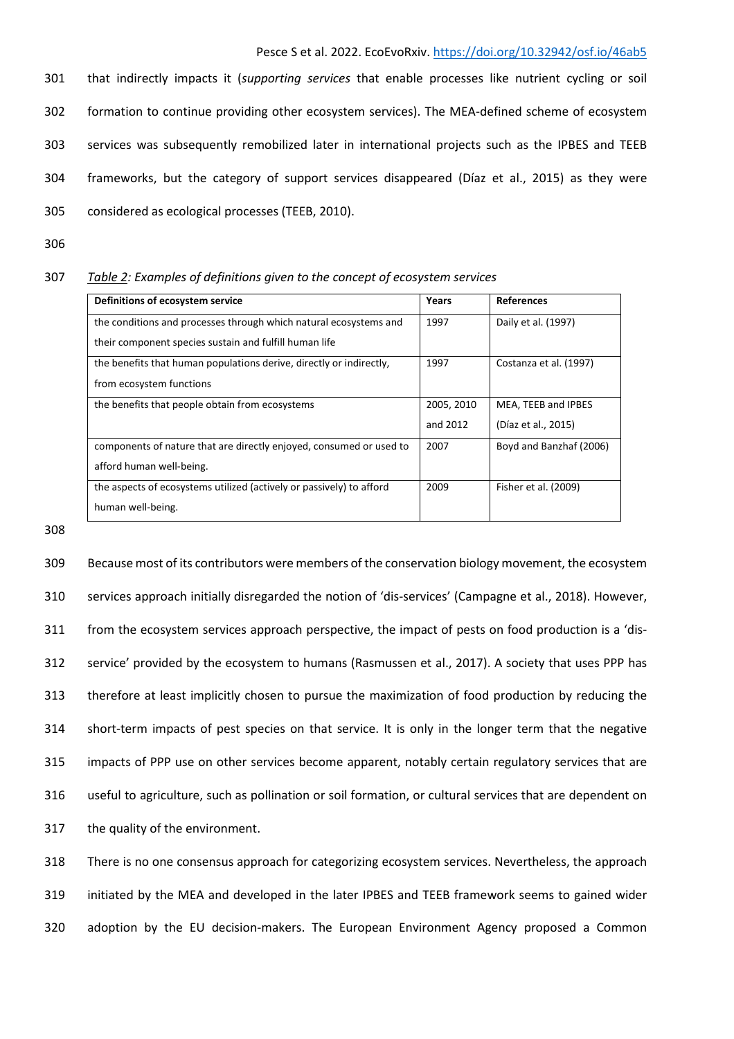that indirectly impacts it (*supporting services* that enable processes like nutrient cycling or soil formation to continue providing other ecosystem services). The MEA-defined scheme of ecosystem services was subsequently remobilized later in international projects such as the IPBES and TEEB frameworks, but the category of support services disappeared (Díaz et al., 2015) as they were considered as ecological processes (TEEB, 2010).

*Table 2: Examples of definitions given to the concept of ecosystem services*

| Definitions of ecosystem service | Years | References |
| --- | --- | --- |
| the conditions and processes through which natural ecosystems and their component species sustain and fulfill human life | 1997 | Daily et al. (1997) |
| the benefits that human populations derive, directly or indirectly, from ecosystem functions | 1997 | Costanza et al. (1997) |
| the benefits that people obtain from ecosystems | 2005, 2010 and 2012 | MEA, TEEB and IPBES (Díaz et al., 2015) |
| components of nature that are directly enjoyed, consumed or used to afford human well-being. | 2007 | Boyd and Banzhaf (2006) |
| the aspects of ecosystems utilized (actively or passively) to afford human well-being. | 2009 | Fisher et al. (2009) |

Because most of its contributors were members of the conservation biology movement, the ecosystem services approach initially disregarded the notion of 'dis-services' (Campagne et al., 2018). However, from the ecosystem services approach perspective, the impact of pests on food production is a 'dis-service' provided by the ecosystem to humans (Rasmussen et al., 2017). A society that uses PPP has therefore at least implicitly chosen to pursue the maximization of food production by reducing the short-term impacts of pest species on that service. It is only in the longer term that the negative impacts of PPP use on other services become apparent, notably certain regulatory services that are useful to agriculture, such as pollination or soil formation, or cultural services that are dependent on the quality of the environment.

There is no one consensus approach for categorizing ecosystem services. Nevertheless, the approach initiated by the MEA and developed in the later IPBES and TEEB framework seems to gained wider adoption by the EU decision-makers. The European Environment Agency proposed a Common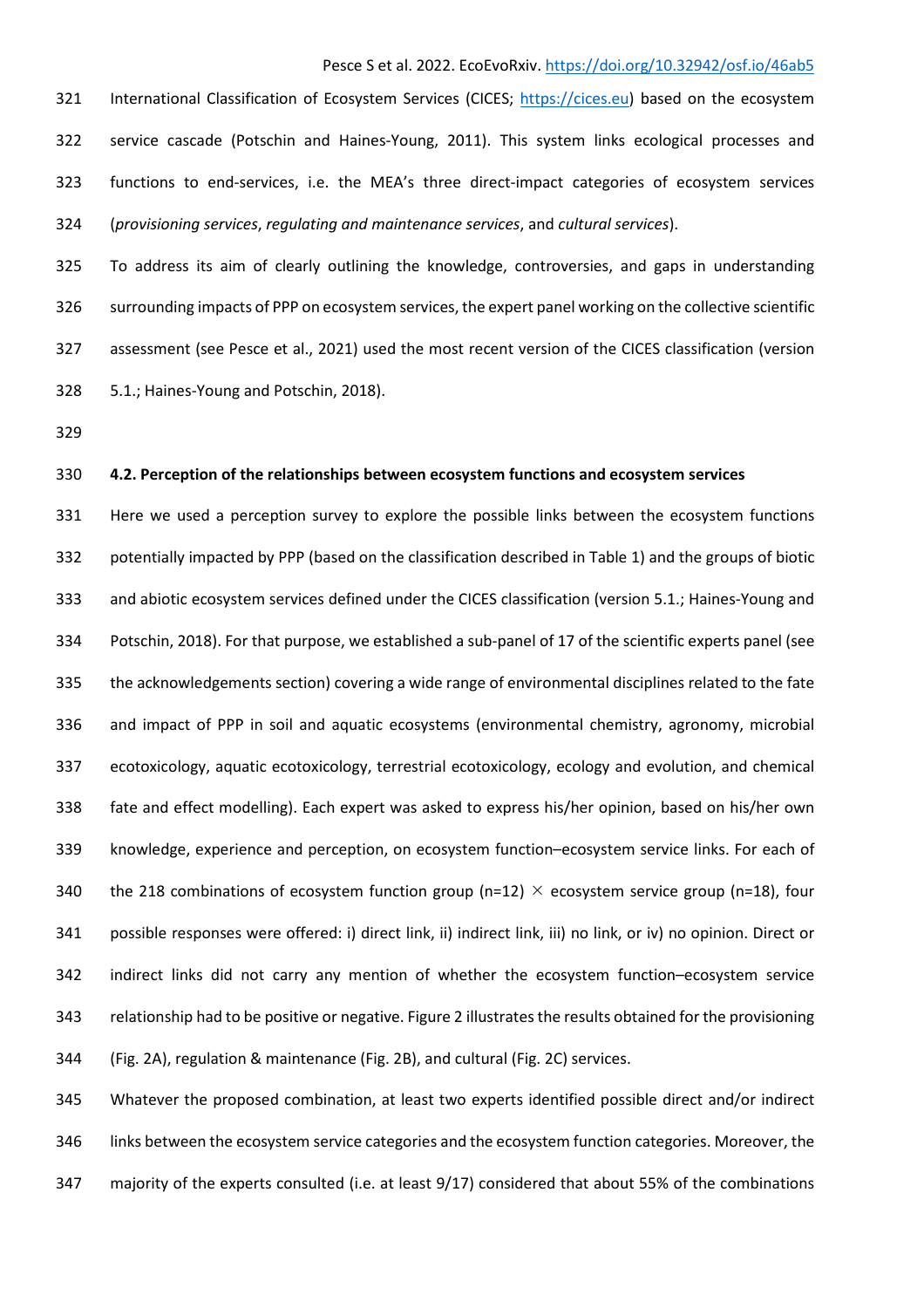International Classification of Ecosystem Services (CICES; https://cices.eu) based on the ecosystem service cascade (Potschin and Haines-Young, 2011). This system links ecological processes and functions to end-services, i.e. the MEA's three direct-impact categories of ecosystem services (*provisioning services*, *regulating and maintenance services*, and *cultural services*).

To address its aim of clearly outlining the knowledge, controversies, and gaps in understanding surrounding impacts of PPP on ecosystem services, the expert panel working on the collective scientific assessment (see Pesce et al., 2021) used the most recent version of the CICES classification (version 5.1.; Haines-Young and Potschin, 2018).

### 4.2. Perception of the relationships between ecosystem functions and ecosystem services

Here we used a perception survey to explore the possible links between the ecosystem functions potentially impacted by PPP (based on the classification described in Table 1) and the groups of biotic and abiotic ecosystem services defined under the CICES classification (version 5.1.; Haines-Young and Potschin, 2018). For that purpose, we established a sub-panel of 17 of the scientific experts panel (see the acknowledgements section) covering a wide range of environmental disciplines related to the fate and impact of PPP in soil and aquatic ecosystems (environmental chemistry, agronomy, microbial ecotoxicology, aquatic ecotoxicology, terrestrial ecotoxicology, ecology and evolution, and chemical fate and effect modelling). Each expert was asked to express his/her opinion, based on his/her own knowledge, experience and perception, on ecosystem function–ecosystem service links. For each of the 218 combinations of ecosystem function group (n=12) $\times$ ecosystem service group (n=18), four possible responses were offered: i) direct link, ii) indirect link, iii) no link, or iv) no opinion. Direct or indirect links did not carry any mention of whether the ecosystem function–ecosystem service relationship had to be positive or negative. Figure 2 illustrates the results obtained for the provisioning (Fig. 2A), regulation & maintenance (Fig. 2B), and cultural (Fig. 2C) services.

Whatever the proposed combination, at least two experts identified possible direct and/or indirect links between the ecosystem service categories and the ecosystem function categories. Moreover, the majority of the experts consulted (i.e. at least 9/17) considered that about 55% of the combinations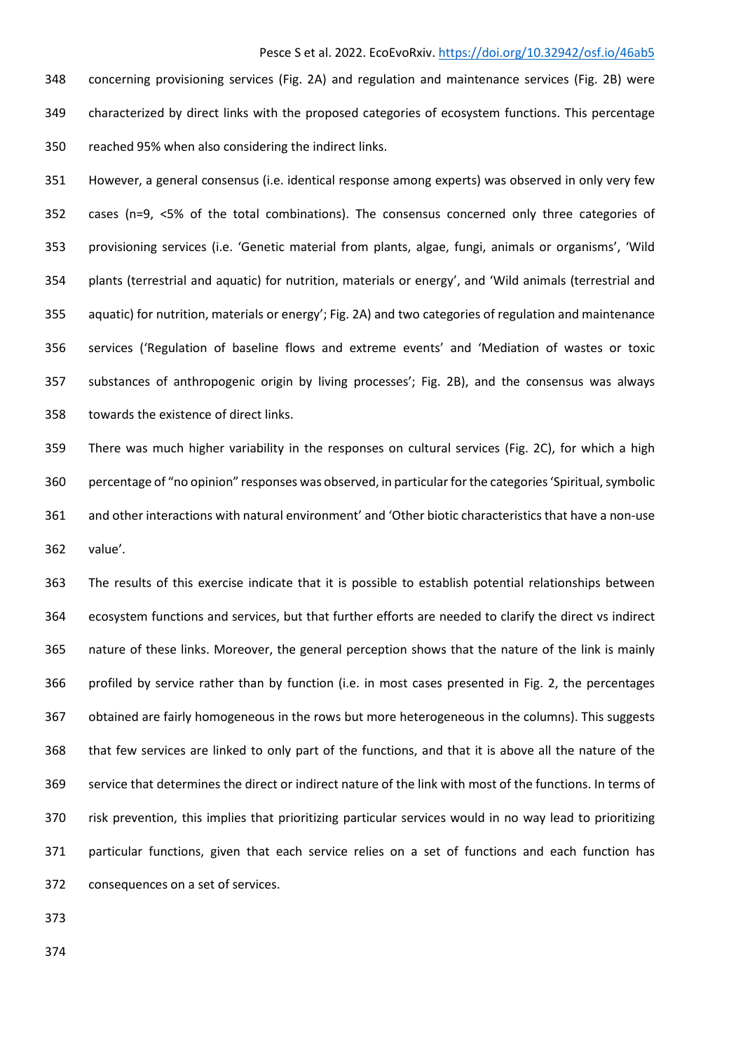concerning provisioning services (Fig. 2A) and regulation and maintenance services (Fig. 2B) were characterized by direct links with the proposed categories of ecosystem functions. This percentage reached 95% when also considering the indirect links.

However, a general consensus (i.e. identical response among experts) was observed in only very few cases (n=9, <5% of the total combinations). The consensus concerned only three categories of provisioning services (i.e. 'Genetic material from plants, algae, fungi, animals or organisms', 'Wild plants (terrestrial and aquatic) for nutrition, materials or energy', and 'Wild animals (terrestrial and aquatic) for nutrition, materials or energy'; Fig. 2A) and two categories of regulation and maintenance services ('Regulation of baseline flows and extreme events' and 'Mediation of wastes or toxic substances of anthropogenic origin by living processes'; Fig. 2B), and the consensus was always towards the existence of direct links.

There was much higher variability in the responses on cultural services (Fig. 2C), for which a high percentage of "no opinion" responses was observed, in particular for the categories 'Spiritual, symbolic and other interactions with natural environment' and 'Other biotic characteristics that have a non-use value'.

The results of this exercise indicate that it is possible to establish potential relationships between ecosystem functions and services, but that further efforts are needed to clarify the direct vs indirect nature of these links. Moreover, the general perception shows that the nature of the link is mainly profiled by service rather than by function (i.e. in most cases presented in Fig. 2, the percentages obtained are fairly homogeneous in the rows but more heterogeneous in the columns). This suggests that few services are linked to only part of the functions, and that it is above all the nature of the service that determines the direct or indirect nature of the link with most of the functions. In terms of risk prevention, this implies that prioritizing particular services would in no way lead to prioritizing particular functions, given that each service relies on a set of functions and each function has consequences on a set of services.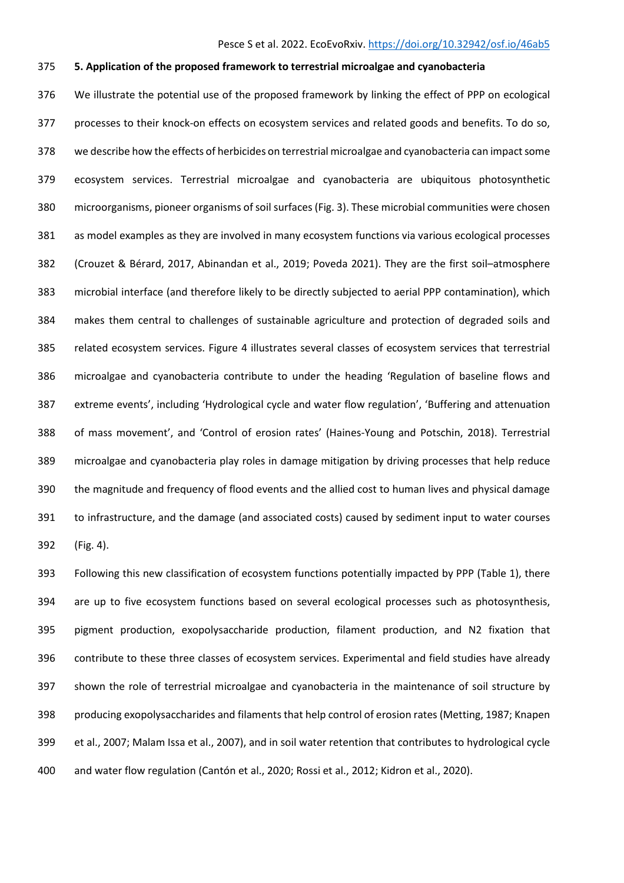## 5. Application of the proposed framework to terrestrial microalgae and cyanobacteria

We illustrate the potential use of the proposed framework by linking the effect of PPP on ecological processes to their knock-on effects on ecosystem services and related goods and benefits. To do so, we describe how the effects of herbicides on terrestrial microalgae and cyanobacteria can impact some ecosystem services. Terrestrial microalgae and cyanobacteria are ubiquitous photosynthetic microorganisms, pioneer organisms of soil surfaces (Fig. 3). These microbial communities were chosen as model examples as they are involved in many ecosystem functions via various ecological processes (Crouzet & Bérard, 2017, Abinandan et al., 2019; Poveda 2021). They are the first soil–atmosphere microbial interface (and therefore likely to be directly subjected to aerial PPP contamination), which makes them central to challenges of sustainable agriculture and protection of degraded soils and related ecosystem services. Figure 4 illustrates several classes of ecosystem services that terrestrial microalgae and cyanobacteria contribute to under the heading 'Regulation of baseline flows and extreme events', including 'Hydrological cycle and water flow regulation', 'Buffering and attenuation of mass movement', and 'Control of erosion rates' (Haines-Young and Potschin, 2018). Terrestrial microalgae and cyanobacteria play roles in damage mitigation by driving processes that help reduce the magnitude and frequency of flood events and the allied cost to human lives and physical damage to infrastructure, and the damage (and associated costs) caused by sediment input to water courses (Fig. 4).

Following this new classification of ecosystem functions potentially impacted by PPP (Table 1), there are up to five ecosystem functions based on several ecological processes such as photosynthesis, pigment production, exopolysaccharide production, filament production, and N2 fixation that contribute to these three classes of ecosystem services. Experimental and field studies have already shown the role of terrestrial microalgae and cyanobacteria in the maintenance of soil structure by producing exopolysaccharides and filaments that help control of erosion rates (Metting, 1987; Knapen et al., 2007; Malam Issa et al., 2007), and in soil water retention that contributes to hydrological cycle and water flow regulation (Cantón et al., 2020; Rossi et al., 2012; Kidron et al., 2020).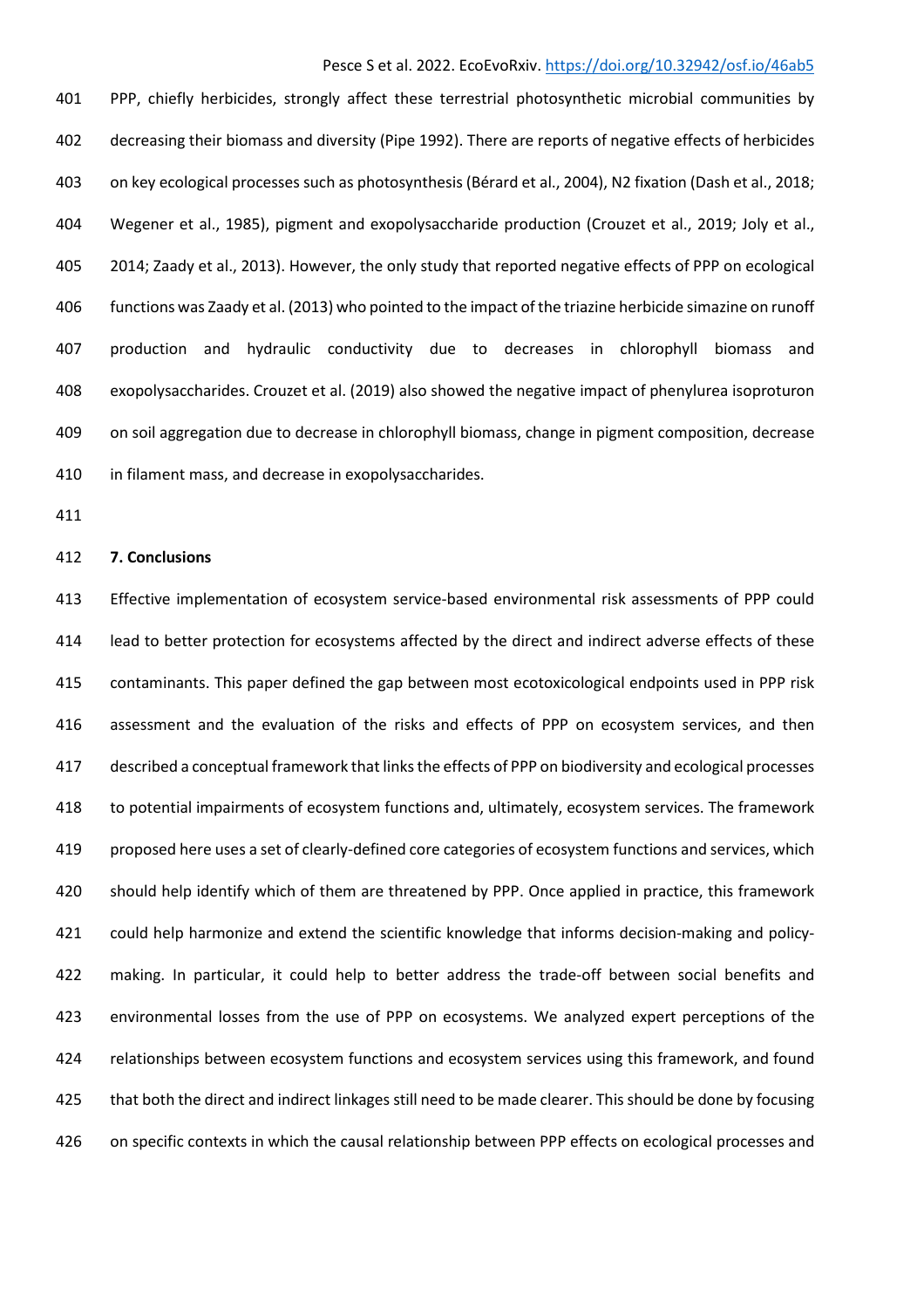PPP, chiefly herbicides, strongly affect these terrestrial photosynthetic microbial communities by decreasing their biomass and diversity (Pipe 1992). There are reports of negative effects of herbicides on key ecological processes such as photosynthesis (Bérard et al., 2004), N2 fixation (Dash et al., 2018; Wegener et al., 1985), pigment and exopolysaccharide production (Crouzet et al., 2019; Joly et al., 2014; Zaady et al., 2013). However, the only study that reported negative effects of PPP on ecological functions was Zaady et al. (2013) who pointed to the impact of the triazine herbicide simazine on runoff production and hydraulic conductivity due to decreases in chlorophyll biomass and exopolysaccharides. Crouzet et al. (2019) also showed the negative impact of phenylurea isoproturon on soil aggregation due to decrease in chlorophyll biomass, change in pigment composition, decrease in filament mass, and decrease in exopolysaccharides.

## 7. Conclusions

Effective implementation of ecosystem service-based environmental risk assessments of PPP could lead to better protection for ecosystems affected by the direct and indirect adverse effects of these contaminants. This paper defined the gap between most ecotoxicological endpoints used in PPP risk assessment and the evaluation of the risks and effects of PPP on ecosystem services, and then described a conceptual framework that links the effects of PPP on biodiversity and ecological processes to potential impairments of ecosystem functions and, ultimately, ecosystem services. The framework proposed here uses a set of clearly-defined core categories of ecosystem functions and services, which should help identify which of them are threatened by PPP. Once applied in practice, this framework could help harmonize and extend the scientific knowledge that informs decision-making and policy-making. In particular, it could help to better address the trade-off between social benefits and environmental losses from the use of PPP on ecosystems. We analyzed expert perceptions of the relationships between ecosystem functions and ecosystem services using this framework, and found that both the direct and indirect linkages still need to be made clearer. This should be done by focusing on specific contexts in which the causal relationship between PPP effects on ecological processes and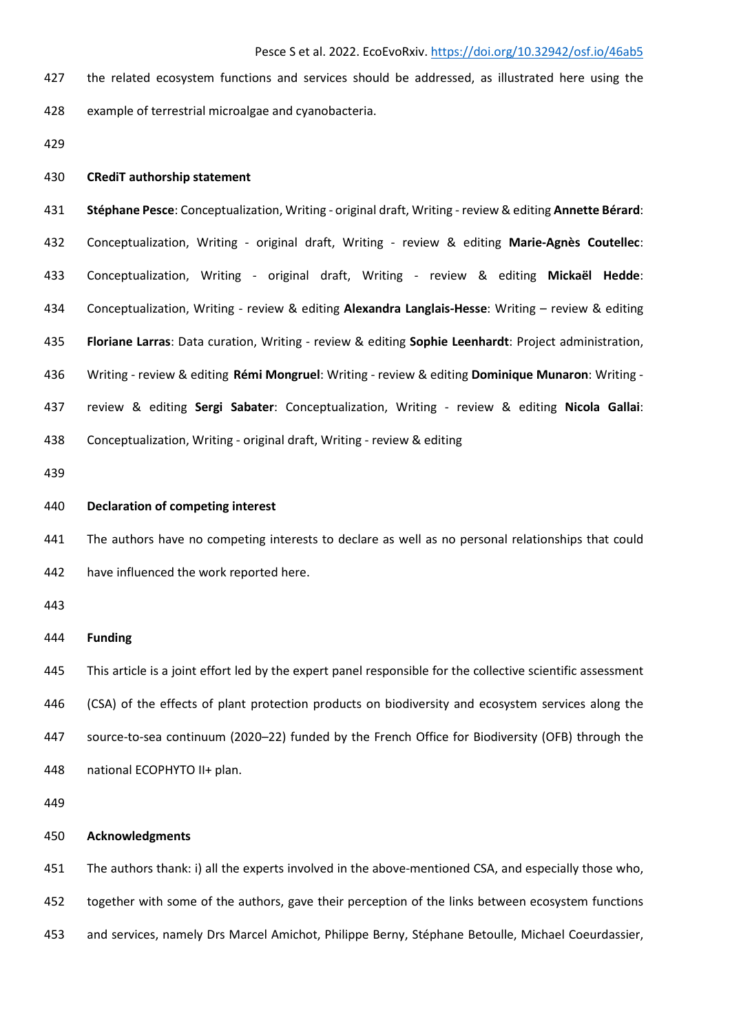the related ecosystem functions and services should be addressed, as illustrated here using the example of terrestrial microalgae and cyanobacteria.

## CRediT authorship statement

**Stéphane Pesce**: Conceptualization, Writing - original draft, Writing - review & editing **Annette Bérard**: Conceptualization, Writing - original draft, Writing - review & editing **Marie-Agnès Coutellec**: Conceptualization, Writing - original draft, Writing - review & editing **Mickaël Hedde**: Conceptualization, Writing - review & editing **Alexandra Langlais-Hesse**: Writing – review & editing **Floriane Larras**: Data curation, Writing - review & editing **Sophie Leenhardt**: Project administration, Writing - review & editing **Rémi Mongruel**: Writing - review & editing **Dominique Munaron**: Writing - review & editing **Sergi Sabater**: Conceptualization, Writing - review & editing **Nicola Gallai**: Conceptualization, Writing - original draft, Writing - review & editing

## Declaration of competing interest

The authors have no competing interests to declare as well as no personal relationships that could have influenced the work reported here.

## Funding

This article is a joint effort led by the expert panel responsible for the collective scientific assessment (CSA) of the effects of plant protection products on biodiversity and ecosystem services along the source-to-sea continuum (2020–22) funded by the French Office for Biodiversity (OFB) through the national ECOPHYTO II+ plan.

## Acknowledgments

The authors thank: i) all the experts involved in the above-mentioned CSA, and especially those who, together with some of the authors, gave their perception of the links between ecosystem functions and services, namely Drs Marcel Amichot, Philippe Berny, Stéphane Betoulle, Michael Coeurdassier,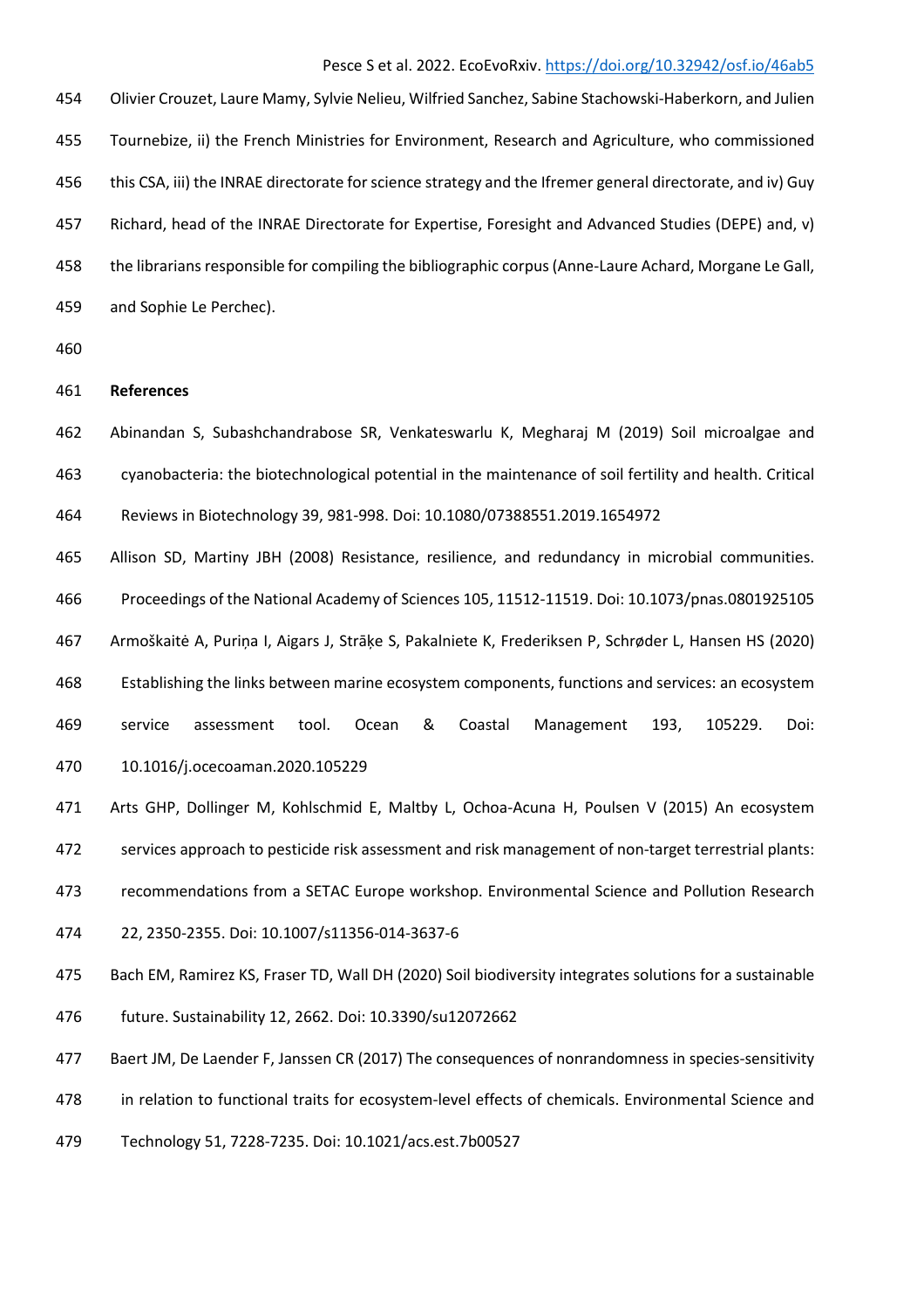Olivier Crouzet, Laure Mamy, Sylvie Nelieu, Wilfried Sanchez, Sabine Stachowski-Haberkorn, and Julien Tournebize, ii) the French Ministries for Environment, Research and Agriculture, who commissioned this CSA, iii) the INRAE directorate for science strategy and the Ifremer general directorate, and iv) Guy Richard, head of the INRAE Directorate for Expertise, Foresight and Advanced Studies (DEPE) and, v) the librarians responsible for compiling the bibliographic corpus (Anne-Laure Achard, Morgane Le Gall, and Sophie Le Perchec).

## References

Abinandan S, Subashchandrabose SR, Venkateswarlu K, Megharaj M (2019) Soil microalgae and cyanobacteria: the biotechnological potential in the maintenance of soil fertility and health. Critical Reviews in Biotechnology 39, 981-998. Doi: 10.1080/07388551.2019.1654972

Allison SD, Martiny JBH (2008) Resistance, resilience, and redundancy in microbial communities. Proceedings of the National Academy of Sciences 105, 11512-11519. Doi: 10.1073/pnas.0801925105

Armoškaitė A, Puriņa I, Aigars J, Strāķe S, Pakalniete K, Frederiksen P, Schrøder L, Hansen HS (2020) Establishing the links between marine ecosystem components, functions and services: an ecosystem service assessment tool. Ocean & Coastal Management 193, 105229. Doi: 10.1016/j.ocecoaman.2020.105229

Arts GHP, Dollinger M, Kohlschmid E, Maltby L, Ochoa-Acuna H, Poulsen V (2015) An ecosystem services approach to pesticide risk assessment and risk management of non-target terrestrial plants: recommendations from a SETAC Europe workshop. Environmental Science and Pollution Research 22, 2350-2355. Doi: 10.1007/s11356-014-3637-6

Bach EM, Ramirez KS, Fraser TD, Wall DH (2020) Soil biodiversity integrates solutions for a sustainable future. Sustainability 12, 2662. Doi: 10.3390/su12072662

Baert JM, De Laender F, Janssen CR (2017) The consequences of nonrandomness in species-sensitivity in relation to functional traits for ecosystem-level effects of chemicals. Environmental Science and Technology 51, 7228-7235. Doi: 10.1021/acs.est.7b00527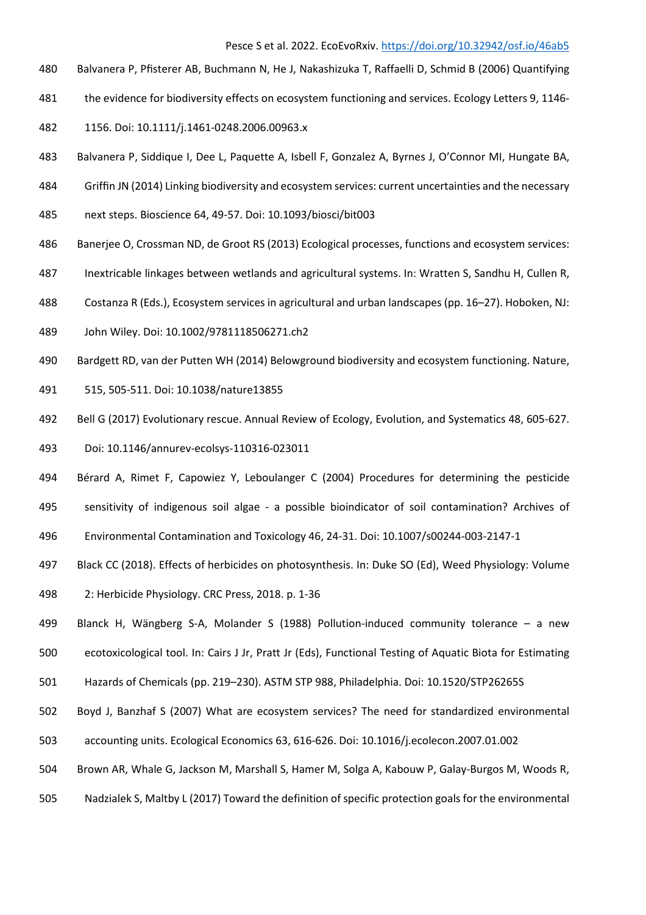Balvanera P, Pfisterer AB, Buchmann N, He J, Nakashizuka T, Raffaelli D, Schmid B (2006) Quantifying the evidence for biodiversity effects on ecosystem functioning and services. Ecology Letters 9, 1146-1156. Doi: 10.1111/j.1461-0248.2006.00963.x

Balvanera P, Siddique I, Dee L, Paquette A, Isbell F, Gonzalez A, Byrnes J, O'Connor MI, Hungate BA, Griffin JN (2014) Linking biodiversity and ecosystem services: current uncertainties and the necessary next steps. Bioscience 64, 49-57. Doi: 10.1093/biosci/bit003

Banerjee O, Crossman ND, de Groot RS (2013) Ecological processes, functions and ecosystem services: Inextricable linkages between wetlands and agricultural systems. In: Wratten S, Sandhu H, Cullen R, Costanza R (Eds.), Ecosystem services in agricultural and urban landscapes (pp. 16–27). Hoboken, NJ: John Wiley. Doi: 10.1002/9781118506271.ch2

Bardgett RD, van der Putten WH (2014) Belowground biodiversity and ecosystem functioning. Nature, 515, 505-511. Doi: 10.1038/nature13855

Bell G (2017) Evolutionary rescue. Annual Review of Ecology, Evolution, and Systematics 48, 605-627. Doi: 10.1146/annurev-ecolsys-110316-023011

Bérard A, Rimet F, Capowiez Y, Leboulanger C (2004) Procedures for determining the pesticide sensitivity of indigenous soil algae - a possible bioindicator of soil contamination? Archives of Environmental Contamination and Toxicology 46, 24-31. Doi: 10.1007/s00244-003-2147-1

Black CC (2018). Effects of herbicides on photosynthesis. In: Duke SO (Ed), Weed Physiology: Volume 2: Herbicide Physiology. CRC Press, 2018. p. 1-36

Blanck H, Wängberg S-A, Molander S (1988) Pollution-induced community tolerance – a new ecotoxicological tool. In: Cairs J Jr, Pratt Jr (Eds), Functional Testing of Aquatic Biota for Estimating Hazards of Chemicals (pp. 219–230). ASTM STP 988, Philadelphia. Doi: 10.1520/STP26265S

Boyd J, Banzhaf S (2007) What are ecosystem services? The need for standardized environmental accounting units. Ecological Economics 63, 616-626. Doi: 10.1016/j.ecolecon.2007.01.002

Brown AR, Whale G, Jackson M, Marshall S, Hamer M, Solga A, Kabouw P, Galay-Burgos M, Woods R, Nadzialek S, Maltby L (2017) Toward the definition of specific protection goals for the environmental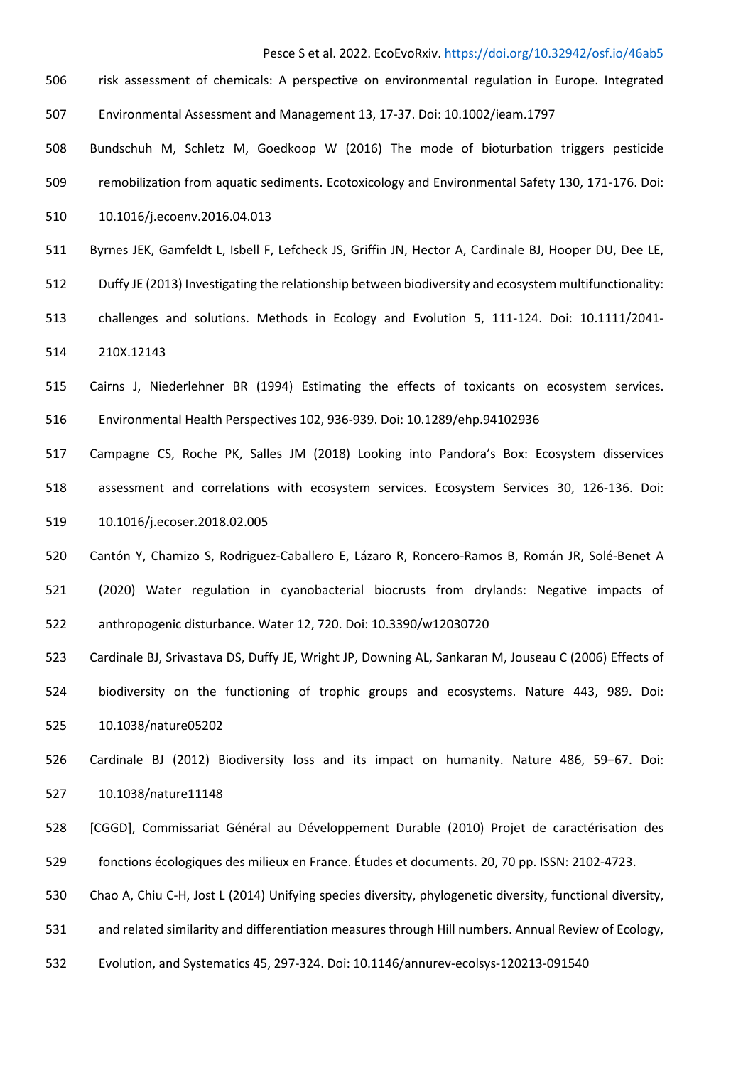risk assessment of chemicals: A perspective on environmental regulation in Europe. Integrated Environmental Assessment and Management 13, 17-37. Doi: 10.1002/ieam.1797

Bundschuh M, Schletz M, Goedkoop W (2016) The mode of bioturbation triggers pesticide remobilization from aquatic sediments. Ecotoxicology and Environmental Safety 130, 171-176. Doi: 10.1016/j.ecoenv.2016.04.013

Byrnes JEK, Gamfeldt L, Isbell F, Lefcheck JS, Griffin JN, Hector A, Cardinale BJ, Hooper DU, Dee LE, Duffy JE (2013) Investigating the relationship between biodiversity and ecosystem multifunctionality: challenges and solutions. Methods in Ecology and Evolution 5, 111-124. Doi: 10.1111/2041-210X.12143

Cairns J, Niederlehner BR (1994) Estimating the effects of toxicants on ecosystem services. Environmental Health Perspectives 102, 936-939. Doi: 10.1289/ehp.94102936

Campagne CS, Roche PK, Salles JM (2018) Looking into Pandora's Box: Ecosystem disservices assessment and correlations with ecosystem services. Ecosystem Services 30, 126-136. Doi: 10.1016/j.ecoser.2018.02.005

Cantón Y, Chamizo S, Rodriguez-Caballero E, Lázaro R, Roncero-Ramos B, Román JR, Solé-Benet A (2020) Water regulation in cyanobacterial biocrusts from drylands: Negative impacts of anthropogenic disturbance. Water 12, 720. Doi: 10.3390/w12030720

Cardinale BJ, Srivastava DS, Duffy JE, Wright JP, Downing AL, Sankaran M, Jouseau C (2006) Effects of biodiversity on the functioning of trophic groups and ecosystems. Nature 443, 989. Doi: 10.1038/nature05202

Cardinale BJ (2012) Biodiversity loss and its impact on humanity. Nature 486, 59–67. Doi: 10.1038/nature11148

[CGGD], Commissariat Général au Développement Durable (2010) Projet de caractérisation des fonctions écologiques des milieux en France. Études et documents. 20, 70 pp. ISSN: 2102-4723.

Chao A, Chiu C-H, Jost L (2014) Unifying species diversity, phylogenetic diversity, functional diversity, and related similarity and differentiation measures through Hill numbers. Annual Review of Ecology, Evolution, and Systematics 45, 297-324. Doi: 10.1146/annurev-ecolsys-120213-091540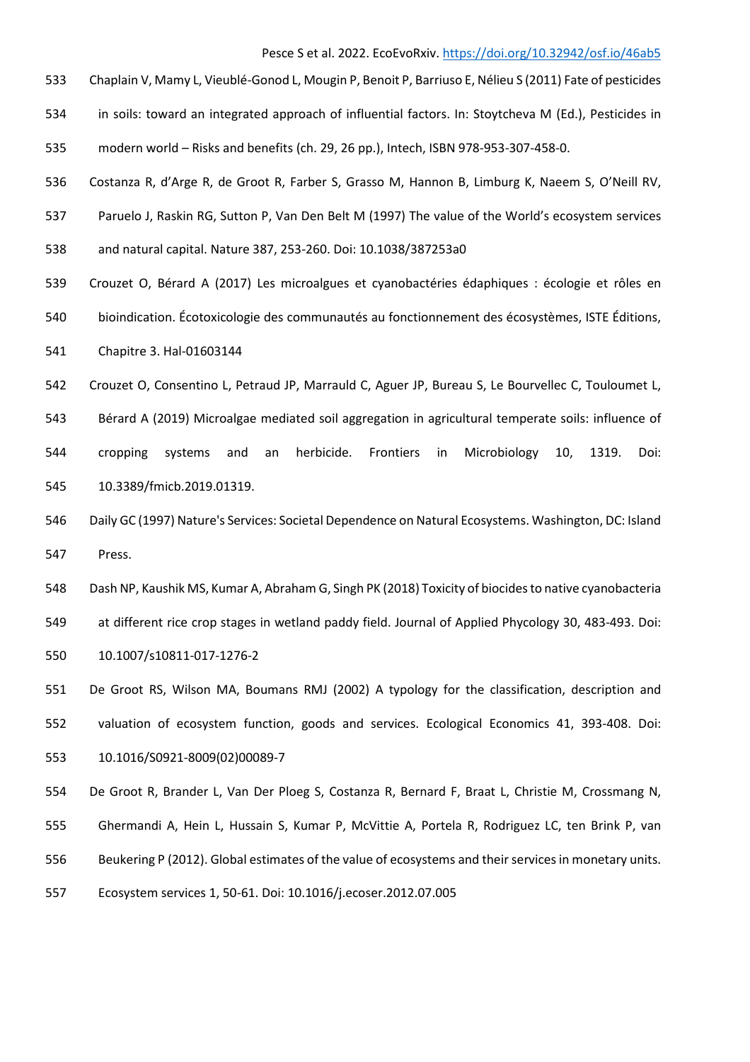Chaplain V, Mamy L, Vieublé-Gonod L, Mougin P, Benoit P, Barriuso E, Nélieu S (2011) Fate of pesticides in soils: toward an integrated approach of influential factors. In: Stoytcheva M (Ed.), Pesticides in modern world – Risks and benefits (ch. 29, 26 pp.), Intech, ISBN 978-953-307-458-0.

Costanza R, d'Arge R, de Groot R, Farber S, Grasso M, Hannon B, Limburg K, Naeem S, O'Neill RV, Paruelo J, Raskin RG, Sutton P, Van Den Belt M (1997) The value of the World's ecosystem services and natural capital. Nature 387, 253-260. Doi: 10.1038/387253a0

Crouzet O, Bérard A (2017) Les microalgues et cyanobactéries édaphiques : écologie et rôles en bioindication. Écotoxicologie des communautés au fonctionnement des écosystèmes, ISTE Éditions, Chapitre 3. Hal-01603144

Crouzet O, Consentino L, Petraud JP, Marrauld C, Aguer JP, Bureau S, Le Bourvellec C, Touloumet L, Bérard A (2019) Microalgae mediated soil aggregation in agricultural temperate soils: influence of cropping systems and an herbicide. Frontiers in Microbiology 10, 1319. Doi: 10.3389/fmicb.2019.01319.

Daily GC (1997) Nature's Services: Societal Dependence on Natural Ecosystems. Washington, DC: Island Press.

Dash NP, Kaushik MS, Kumar A, Abraham G, Singh PK (2018) Toxicity of biocides to native cyanobacteria at different rice crop stages in wetland paddy field. Journal of Applied Phycology 30, 483-493. Doi: 10.1007/s10811-017-1276-2

De Groot RS, Wilson MA, Boumans RMJ (2002) A typology for the classification, description and valuation of ecosystem function, goods and services. Ecological Economics 41, 393-408. Doi: 10.1016/S0921-8009(02)00089-7

De Groot R, Brander L, Van Der Ploeg S, Costanza R, Bernard F, Braat L, Christie M, Crossmang N, Ghermandi A, Hein L, Hussain S, Kumar P, McVittie A, Portela R, Rodriguez LC, ten Brink P, van Beukering P (2012). Global estimates of the value of ecosystems and their services in monetary units. Ecosystem services 1, 50-61. Doi: 10.1016/j.ecoser.2012.07.005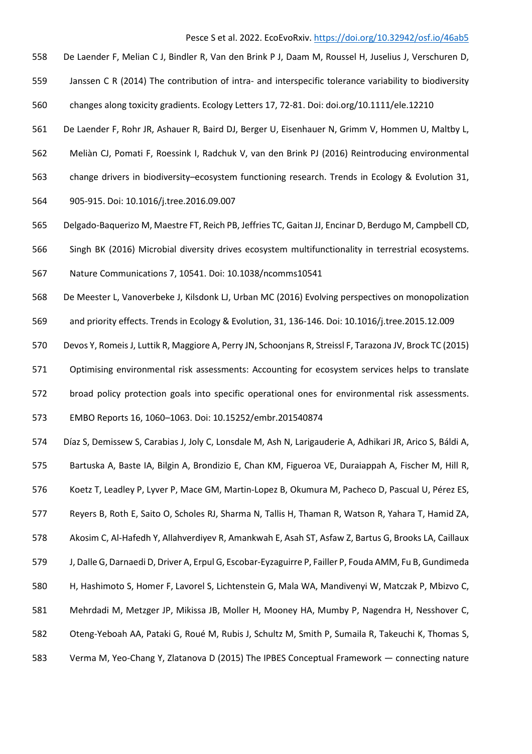De Laender F, Melian C J, Bindler R, Van den Brink P J, Daam M, Roussel H, Juselius J, Verschuren D, Janssen C R (2014) The contribution of intra- and interspecific tolerance variability to biodiversity changes along toxicity gradients. Ecology Letters 17, 72-81. Doi: doi.org/10.1111/ele.12210

De Laender F, Rohr JR, Ashauer R, Baird DJ, Berger U, Eisenhauer N, Grimm V, Hommen U, Maltby L, Meliàn CJ, Pomati F, Roessink I, Radchuk V, van den Brink PJ (2016) Reintroducing environmental change drivers in biodiversity–ecosystem functioning research. Trends in Ecology & Evolution 31, 905-915. Doi: 10.1016/j.tree.2016.09.007

Delgado-Baquerizo M, Maestre FT, Reich PB, Jeffries TC, Gaitan JJ, Encinar D, Berdugo M, Campbell CD, Singh BK (2016) Microbial diversity drives ecosystem multifunctionality in terrestrial ecosystems. Nature Communications 7, 10541. Doi: 10.1038/ncomms10541

De Meester L, Vanoverbeke J, Kilsdonk LJ, Urban MC (2016) Evolving perspectives on monopolization and priority effects. Trends in Ecology & Evolution, 31, 136-146. Doi: 10.1016/j.tree.2015.12.009

Devos Y, Romeis J, Luttik R, Maggiore A, Perry JN, Schoonjans R, Streissl F, Tarazona JV, Brock TC (2015) Optimising environmental risk assessments: Accounting for ecosystem services helps to translate broad policy protection goals into specific operational ones for environmental risk assessments. EMBO Reports 16, 1060–1063. Doi: 10.15252/embr.201540874

Díaz S, Demissew S, Carabias J, Joly C, Lonsdale M, Ash N, Larigauderie A, Adhikari JR, Arico S, Báldi A, Bartuska A, Baste IA, Bilgin A, Brondizio E, Chan KM, Figueroa VE, Duraiappah A, Fischer M, Hill R, Koetz T, Leadley P, Lyver P, Mace GM, Martin-Lopez B, Okumura M, Pacheco D, Pascual U, Pérez ES, Reyers B, Roth E, Saito O, Scholes RJ, Sharma N, Tallis H, Thaman R, Watson R, Yahara T, Hamid ZA, Akosim C, Al-Hafedh Y, Allahverdiyev R, Amankwah E, Asah ST, Asfaw Z, Bartus G, Brooks LA, Caillaux J, Dalle G, Darnaedi D, Driver A, Erpul G, Escobar-Eyzaguirre P, Failler P, Fouda AMM, Fu B, Gundimeda H, Hashimoto S, Homer F, Lavorel S, Lichtenstein G, Mala WA, Mandivenyi W, Matczak P, Mbizvo C, Mehrdadi M, Metzger JP, Mikissa JB, Moller H, Mooney HA, Mumby P, Nagendra H, Nesshover C, Oteng-Yeboah AA, Pataki G, Roué M, Rubis J, Schultz M, Smith P, Sumaila R, Takeuchi K, Thomas S, Verma M, Yeo-Chang Y, Zlatanova D (2015) The IPBES Conceptual Framework — connecting nature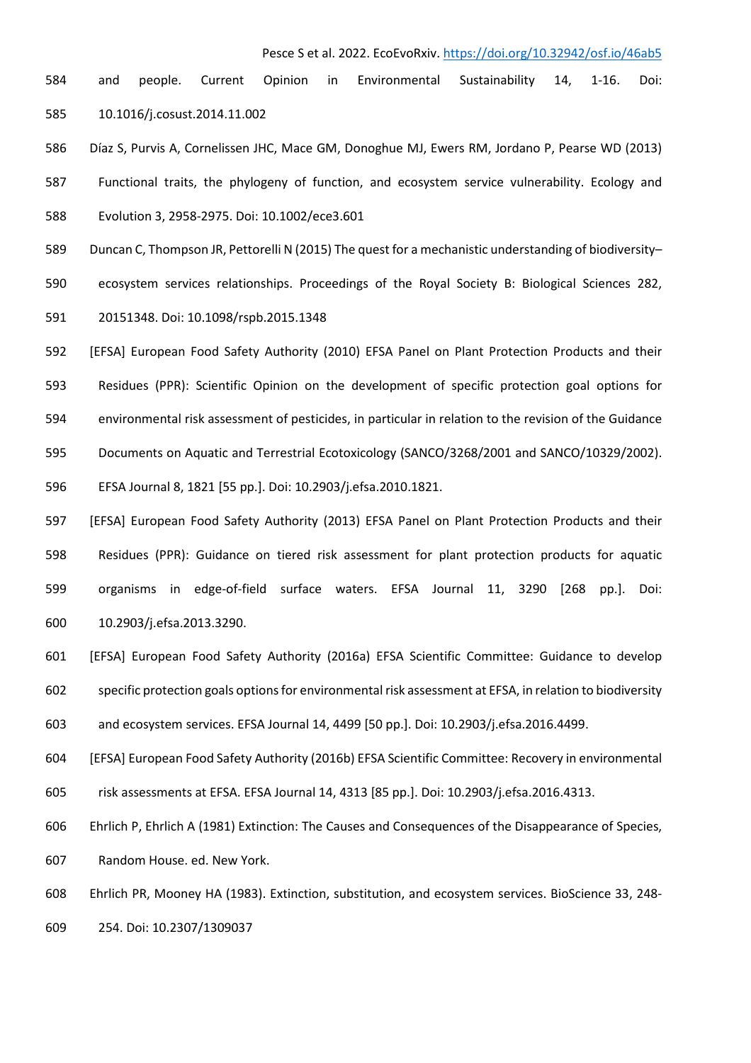and people. Current Opinion in Environmental Sustainability 14, 1-16. Doi: 10.1016/j.cosust.2014.11.002

Díaz S, Purvis A, Cornelissen JHC, Mace GM, Donoghue MJ, Ewers RM, Jordano P, Pearse WD (2013) Functional traits, the phylogeny of function, and ecosystem service vulnerability. Ecology and Evolution 3, 2958-2975. Doi: 10.1002/ece3.601

Duncan C, Thompson JR, Pettorelli N (2015) The quest for a mechanistic understanding of biodiversity–ecosystem services relationships. Proceedings of the Royal Society B: Biological Sciences 282, 20151348. Doi: 10.1098/rspb.2015.1348

[EFSA] European Food Safety Authority (2010) EFSA Panel on Plant Protection Products and their Residues (PPR): Scientific Opinion on the development of specific protection goal options for environmental risk assessment of pesticides, in particular in relation to the revision of the Guidance Documents on Aquatic and Terrestrial Ecotoxicology (SANCO/3268/2001 and SANCO/10329/2002). EFSA Journal 8, 1821 [55 pp.]. Doi: 10.2903/j.efsa.2010.1821.

[EFSA] European Food Safety Authority (2013) EFSA Panel on Plant Protection Products and their Residues (PPR): Guidance on tiered risk assessment for plant protection products for aquatic organisms in edge-of-field surface waters. EFSA Journal 11, 3290 [268 pp.]. Doi: 10.2903/j.efsa.2013.3290.

[EFSA] European Food Safety Authority (2016a) EFSA Scientific Committee: Guidance to develop specific protection goals options for environmental risk assessment at EFSA, in relation to biodiversity and ecosystem services. EFSA Journal 14, 4499 [50 pp.]. Doi: 10.2903/j.efsa.2016.4499.

[EFSA] European Food Safety Authority (2016b) EFSA Scientific Committee: Recovery in environmental risk assessments at EFSA. EFSA Journal 14, 4313 [85 pp.]. Doi: 10.2903/j.efsa.2016.4313.

Ehrlich P, Ehrlich A (1981) Extinction: The Causes and Consequences of the Disappearance of Species, Random House. ed. New York.

Ehrlich PR, Mooney HA (1983). Extinction, substitution, and ecosystem services. BioScience 33, 248-254. Doi: 10.2307/1309037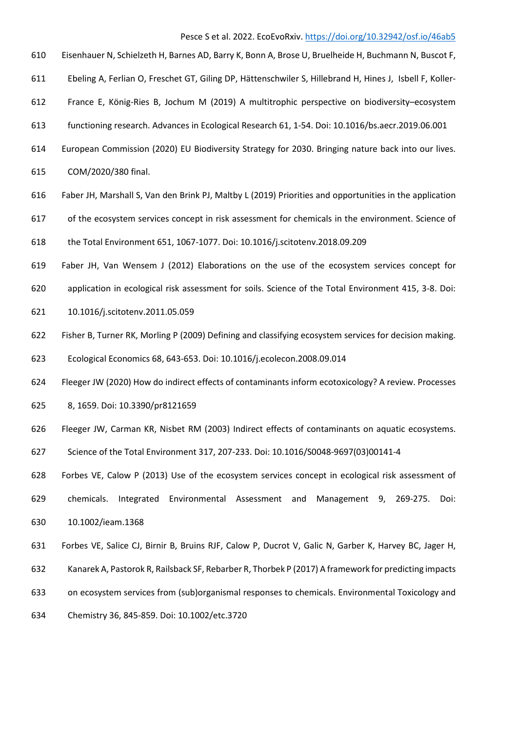Eisenhauer N, Schielzeth H, Barnes AD, Barry K, Bonn A, Brose U, Bruelheide H, Buchmann N, Buscot F, Ebeling A, Ferlian O, Freschet GT, Giling DP, Hättenschwiler S, Hillebrand H, Hines J, Isbell F, Koller-France E, König-Ries B, Jochum M (2019) A multitrophic perspective on biodiversity–ecosystem functioning research. Advances in Ecological Research 61, 1-54. Doi: 10.1016/bs.aecr.2019.06.001

European Commission (2020) EU Biodiversity Strategy for 2030. Bringing nature back into our lives. COM/2020/380 final.

Faber JH, Marshall S, Van den Brink PJ, Maltby L (2019) Priorities and opportunities in the application of the ecosystem services concept in risk assessment for chemicals in the environment. Science of the Total Environment 651, 1067-1077. Doi: 10.1016/j.scitotenv.2018.09.209

Faber JH, Van Wensem J (2012) Elaborations on the use of the ecosystem services concept for application in ecological risk assessment for soils. Science of the Total Environment 415, 3-8. Doi: 10.1016/j.scitotenv.2011.05.059

Fisher B, Turner RK, Morling P (2009) Defining and classifying ecosystem services for decision making. Ecological Economics 68, 643-653. Doi: 10.1016/j.ecolecon.2008.09.014

Fleeger JW (2020) How do indirect effects of contaminants inform ecotoxicology? A review. Processes 8, 1659. Doi: 10.3390/pr8121659

Fleeger JW, Carman KR, Nisbet RM (2003) Indirect effects of contaminants on aquatic ecosystems. Science of the Total Environment 317, 207-233. Doi: 10.1016/S0048-9697(03)00141-4

Forbes VE, Calow P (2013) Use of the ecosystem services concept in ecological risk assessment of chemicals. Integrated Environmental Assessment and Management 9, 269-275. Doi: 10.1002/ieam.1368

Forbes VE, Salice CJ, Birnir B, Bruins RJF, Calow P, Ducrot V, Galic N, Garber K, Harvey BC, Jager H, Kanarek A, Pastorok R, Railsback SF, Rebarber R, Thorbek P (2017) A framework for predicting impacts on ecosystem services from (sub)organismal responses to chemicals. Environmental Toxicology and Chemistry 36, 845-859. Doi: 10.1002/etc.3720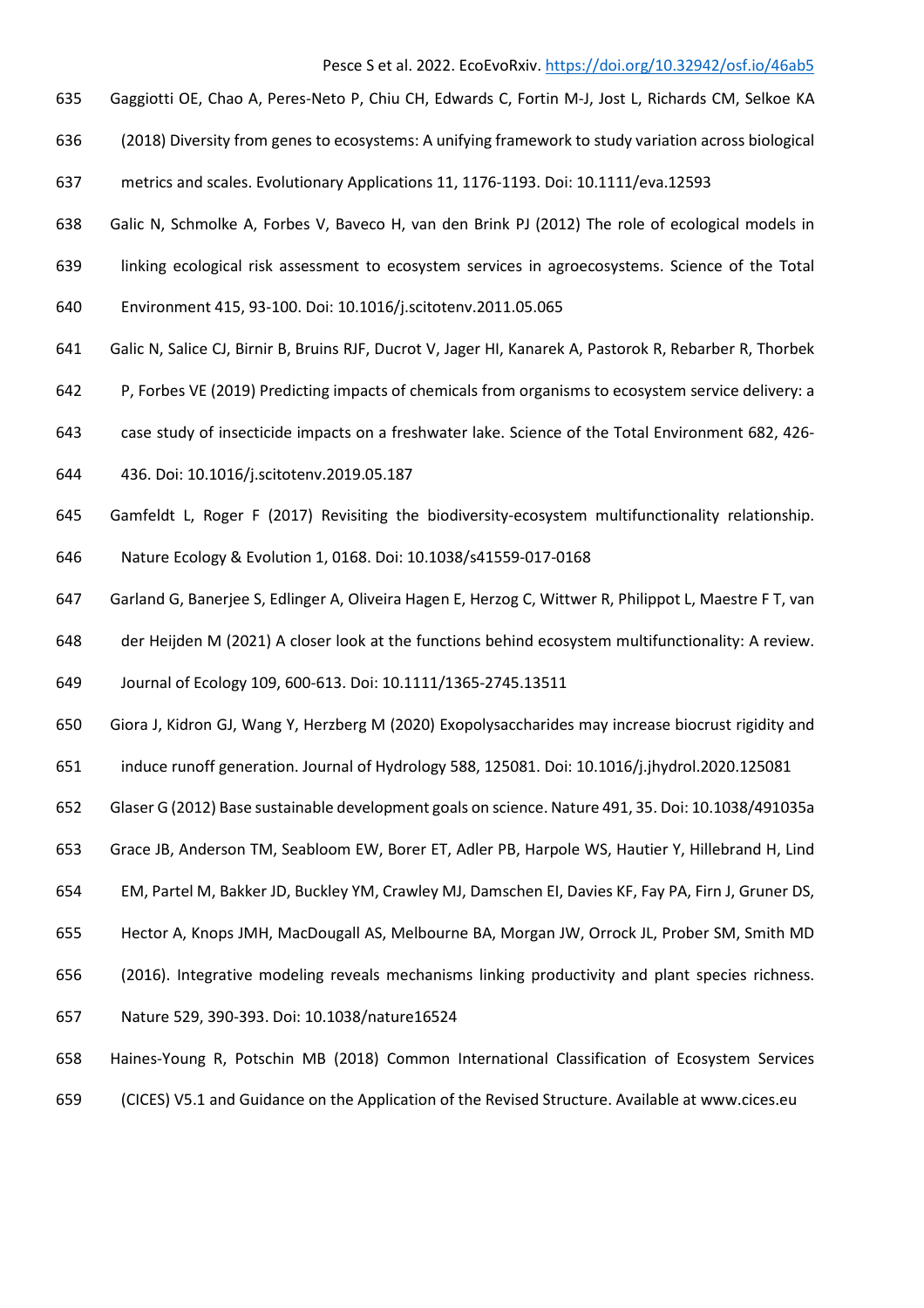Gaggiotti OE, Chao A, Peres-Neto P, Chiu CH, Edwards C, Fortin M-J, Jost L, Richards CM, Selkoe KA (2018) Diversity from genes to ecosystems: A unifying framework to study variation across biological metrics and scales. Evolutionary Applications 11, 1176-1193. Doi: 10.1111/eva.12593

Galic N, Schmolke A, Forbes V, Baveco H, van den Brink PJ (2012) The role of ecological models in linking ecological risk assessment to ecosystem services in agroecosystems. Science of the Total Environment 415, 93-100. Doi: 10.1016/j.scitotenv.2011.05.065

Galic N, Salice CJ, Birnir B, Bruins RJF, Ducrot V, Jager HI, Kanarek A, Pastorok R, Rebarber R, Thorbek P, Forbes VE (2019) Predicting impacts of chemicals from organisms to ecosystem service delivery: a case study of insecticide impacts on a freshwater lake. Science of the Total Environment 682, 426-436. Doi: 10.1016/j.scitotenv.2019.05.187

Gamfeldt L, Roger F (2017) Revisiting the biodiversity-ecosystem multifunctionality relationship. Nature Ecology & Evolution 1, 0168. Doi: 10.1038/s41559-017-0168

Garland G, Banerjee S, Edlinger A, Oliveira Hagen E, Herzog C, Wittwer R, Philippot L, Maestre F T, van der Heijden M (2021) A closer look at the functions behind ecosystem multifunctionality: A review. Journal of Ecology 109, 600-613. Doi: 10.1111/1365-2745.13511

Giora J, Kidron GJ, Wang Y, Herzberg M (2020) Exopolysaccharides may increase biocrust rigidity and induce runoff generation. Journal of Hydrology 588, 125081. Doi: 10.1016/j.jhydrol.2020.125081

Glaser G (2012) Base sustainable development goals on science. Nature 491, 35. Doi: 10.1038/491035a

Grace JB, Anderson TM, Seabloom EW, Borer ET, Adler PB, Harpole WS, Hautier Y, Hillebrand H, Lind EM, Partel M, Bakker JD, Buckley YM, Crawley MJ, Damschen EI, Davies KF, Fay PA, Firn J, Gruner DS, Hector A, Knops JMH, MacDougall AS, Melbourne BA, Morgan JW, Orrock JL, Prober SM, Smith MD (2016). Integrative modeling reveals mechanisms linking productivity and plant species richness. Nature 529, 390-393. Doi: 10.1038/nature16524

Haines-Young R, Potschin MB (2018) Common International Classification of Ecosystem Services (CICES) V5.1 and Guidance on the Application of the Revised Structure. Available at www.cices.eu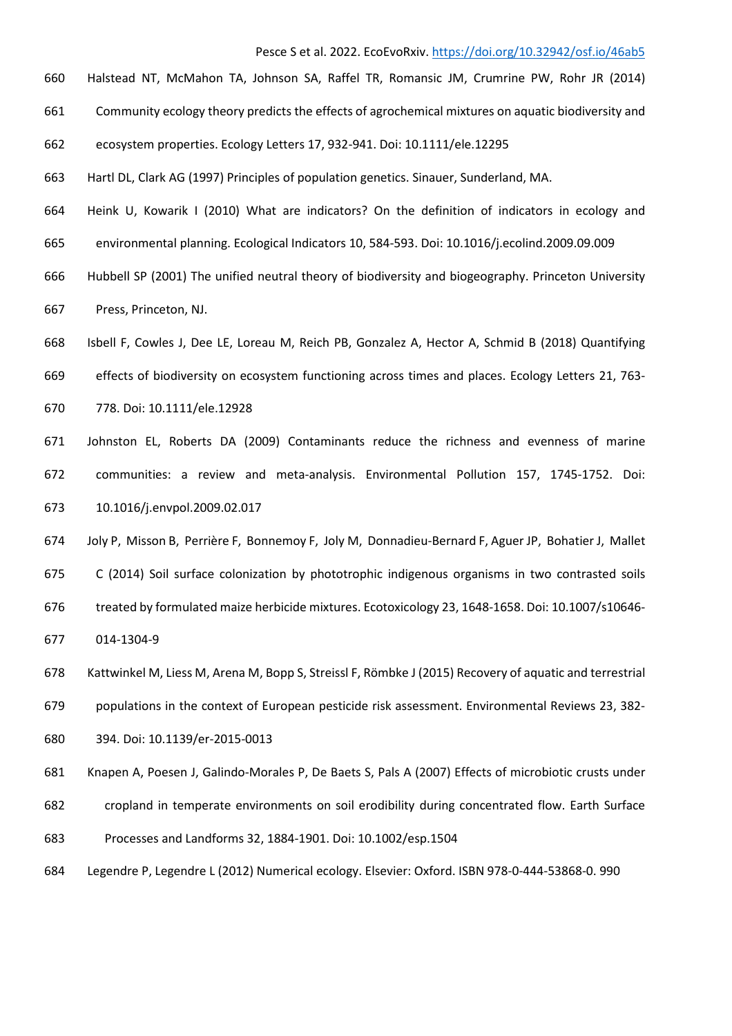Halstead NT, McMahon TA, Johnson SA, Raffel TR, Romansic JM, Crumrine PW, Rohr JR (2014) Community ecology theory predicts the effects of agrochemical mixtures on aquatic biodiversity and ecosystem properties. Ecology Letters 17, 932-941. Doi: 10.1111/ele.12295

Hartl DL, Clark AG (1997) Principles of population genetics. Sinauer, Sunderland, MA.

Heink U, Kowarik I (2010) What are indicators? On the definition of indicators in ecology and environmental planning. Ecological Indicators 10, 584-593. Doi: 10.1016/j.ecolind.2009.09.009

Hubbell SP (2001) The unified neutral theory of biodiversity and biogeography. Princeton University Press, Princeton, NJ.

Isbell F, Cowles J, Dee LE, Loreau M, Reich PB, Gonzalez A, Hector A, Schmid B (2018) Quantifying effects of biodiversity on ecosystem functioning across times and places. Ecology Letters 21, 763-778. Doi: 10.1111/ele.12928

Johnston EL, Roberts DA (2009) Contaminants reduce the richness and evenness of marine communities: a review and meta-analysis. Environmental Pollution 157, 1745-1752. Doi: 10.1016/j.envpol.2009.02.017

Joly P, Misson B, Perrière F, Bonnemoy F, Joly M, Donnadieu-Bernard F, Aguer JP, Bohatier J, Mallet C (2014) Soil surface colonization by phototrophic indigenous organisms in two contrasted soils treated by formulated maize herbicide mixtures. Ecotoxicology 23, 1648-1658. Doi: 10.1007/s10646-014-1304-9

Kattwinkel M, Liess M, Arena M, Bopp S, Streissl F, Römbke J (2015) Recovery of aquatic and terrestrial populations in the context of European pesticide risk assessment. Environmental Reviews 23, 382-394. Doi: 10.1139/er-2015-0013

Knapen A, Poesen J, Galindo-Morales P, De Baets S, Pals A (2007) Effects of microbiotic crusts under cropland in temperate environments on soil erodibility during concentrated flow. Earth Surface Processes and Landforms 32, 1884-1901. Doi: 10.1002/esp.1504

Legendre P, Legendre L (2012) Numerical ecology. Elsevier: Oxford. ISBN 978-0-444-53868-0. 990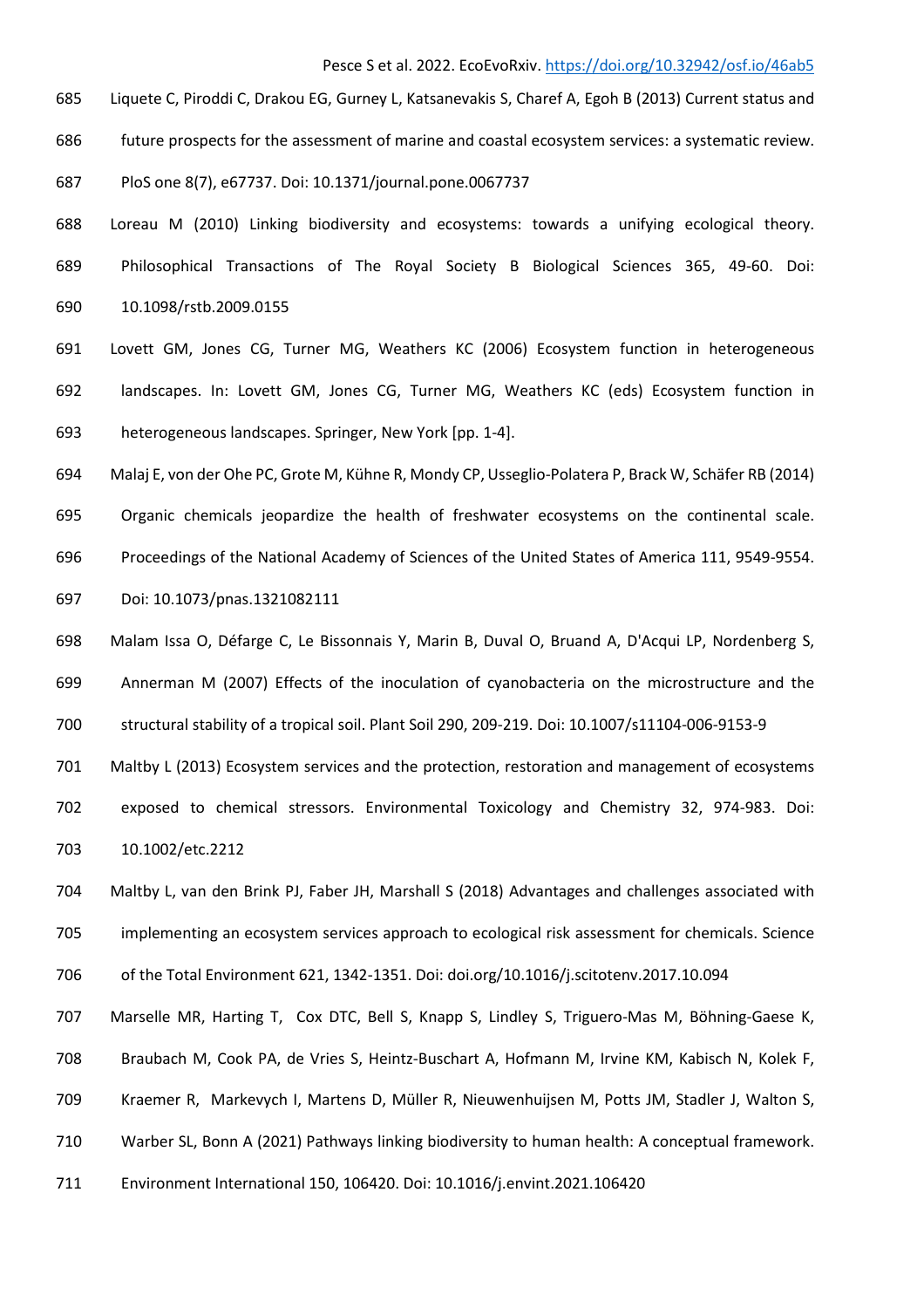Liquete C, Piroddi C, Drakou EG, Gurney L, Katsanevakis S, Charef A, Egoh B (2013) Current status and future prospects for the assessment of marine and coastal ecosystem services: a systematic review. PloS one 8(7), e67737. Doi: 10.1371/journal.pone.0067737

Loreau M (2010) Linking biodiversity and ecosystems: towards a unifying ecological theory. Philosophical Transactions of The Royal Society B Biological Sciences 365, 49-60. Doi: 10.1098/rstb.2009.0155

Lovett GM, Jones CG, Turner MG, Weathers KC (2006) Ecosystem function in heterogeneous landscapes. In: Lovett GM, Jones CG, Turner MG, Weathers KC (eds) Ecosystem function in heterogeneous landscapes. Springer, New York [pp. 1-4].

Malaj E, von der Ohe PC, Grote M, Kühne R, Mondy CP, Usseglio-Polatera P, Brack W, Schäfer RB (2014) Organic chemicals jeopardize the health of freshwater ecosystems on the continental scale. Proceedings of the National Academy of Sciences of the United States of America 111, 9549-9554. Doi: 10.1073/pnas.1321082111

Malam Issa O, Défarge C, Le Bissonnais Y, Marin B, Duval O, Bruand A, D'Acqui LP, Nordenberg S, Annerman M (2007) Effects of the inoculation of cyanobacteria on the microstructure and the structural stability of a tropical soil. Plant Soil 290, 209-219. Doi: 10.1007/s11104-006-9153-9

Maltby L (2013) Ecosystem services and the protection, restoration and management of ecosystems exposed to chemical stressors. Environmental Toxicology and Chemistry 32, 974-983. Doi: 10.1002/etc.2212

Maltby L, van den Brink PJ, Faber JH, Marshall S (2018) Advantages and challenges associated with implementing an ecosystem services approach to ecological risk assessment for chemicals. Science of the Total Environment 621, 1342-1351. Doi: doi.org/10.1016/j.scitotenv.2017.10.094

Marselle MR, Harting T, Cox DTC, Bell S, Knapp S, Lindley S, Triguero-Mas M, Böhning-Gaese K, Braubach M, Cook PA, de Vries S, Heintz-Buschart A, Hofmann M, Irvine KM, Kabisch N, Kolek F, Kraemer R, Markevych I, Martens D, Müller R, Nieuwenhuijsen M, Potts JM, Stadler J, Walton S, Warber SL, Bonn A (2021) Pathways linking biodiversity to human health: A conceptual framework. Environment International 150, 106420. Doi: 10.1016/j.envint.2021.106420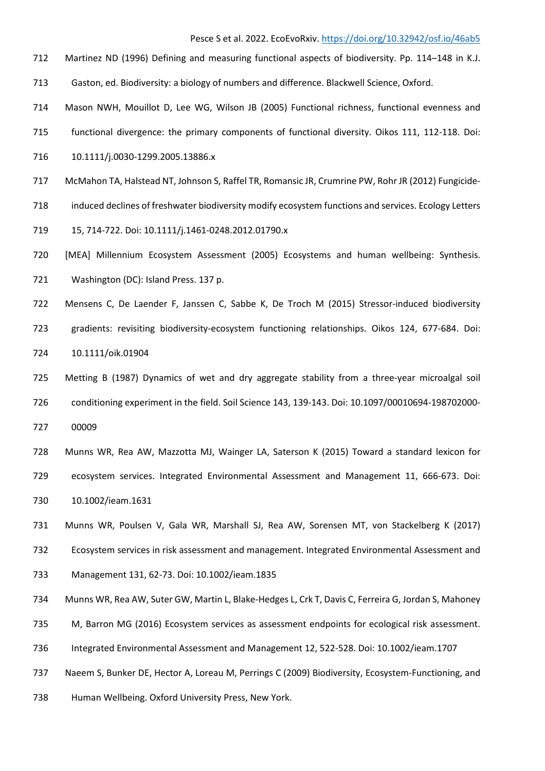Martinez ND (1996) Defining and measuring functional aspects of biodiversity. Pp. 114–148 in K.J. Gaston, ed. Biodiversity: a biology of numbers and difference. Blackwell Science, Oxford.

Mason NWH, Mouillot D, Lee WG, Wilson JB (2005) Functional richness, functional evenness and functional divergence: the primary components of functional diversity. Oikos 111, 112-118. Doi: 10.1111/j.0030-1299.2005.13886.x

McMahon TA, Halstead NT, Johnson S, Raffel TR, Romansic JR, Crumrine PW, Rohr JR (2012) Fungicide-induced declines of freshwater biodiversity modify ecosystem functions and services. Ecology Letters 15, 714-722. Doi: 10.1111/j.1461-0248.2012.01790.x

[MEA] Millennium Ecosystem Assessment (2005) Ecosystems and human wellbeing: Synthesis. Washington (DC): Island Press. 137 p.

Mensens C, De Laender F, Janssen C, Sabbe K, De Troch M (2015) Stressor-induced biodiversity gradients: revisiting biodiversity-ecosystem functioning relationships. Oikos 124, 677-684. Doi: 10.1111/oik.01904

Metting B (1987) Dynamics of wet and dry aggregate stability from a three-year microalgal soil conditioning experiment in the field. Soil Science 143, 139-143. Doi: 10.1097/00010694-198702000-00009

Munns WR, Rea AW, Mazzotta MJ, Wainger LA, Saterson K (2015) Toward a standard lexicon for ecosystem services. Integrated Environmental Assessment and Management 11, 666-673. Doi: 10.1002/ieam.1631

Munns WR, Poulsen V, Gala WR, Marshall SJ, Rea AW, Sorensen MT, von Stackelberg K (2017) Ecosystem services in risk assessment and management. Integrated Environmental Assessment and Management 131, 62-73. Doi: 10.1002/ieam.1835

Munns WR, Rea AW, Suter GW, Martin L, Blake-Hedges L, Crk T, Davis C, Ferreira G, Jordan S, Mahoney M, Barron MG (2016) Ecosystem services as assessment endpoints for ecological risk assessment. Integrated Environmental Assessment and Management 12, 522-528. Doi: 10.1002/ieam.1707

Naeem S, Bunker DE, Hector A, Loreau M, Perrings C (2009) Biodiversity, Ecosystem-Functioning, and Human Wellbeing. Oxford University Press, New York.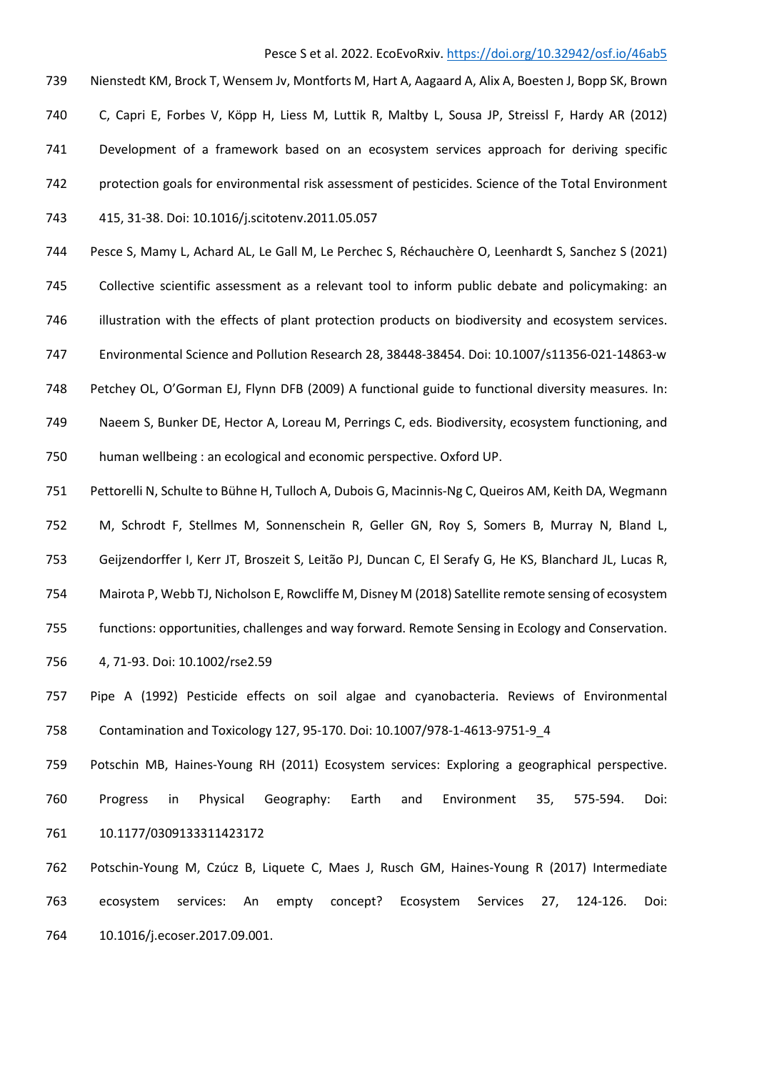Nienstedt KM, Brock T, Wensem Jv, Montforts M, Hart A, Aagaard A, Alix A, Boesten J, Bopp SK, Brown C, Capri E, Forbes V, Köpp H, Liess M, Luttik R, Maltby L, Sousa JP, Streissl F, Hardy AR (2012) Development of a framework based on an ecosystem services approach for deriving specific protection goals for environmental risk assessment of pesticides. Science of the Total Environment 415, 31-38. Doi: 10.1016/j.scitotenv.2011.05.057

Pesce S, Mamy L, Achard AL, Le Gall M, Le Perchec S, Réchauchère O, Leenhardt S, Sanchez S (2021) Collective scientific assessment as a relevant tool to inform public debate and policymaking: an illustration with the effects of plant protection products on biodiversity and ecosystem services. Environmental Science and Pollution Research 28, 38448-38454. Doi: 10.1007/s11356-021-14863-w

Petchey OL, O'Gorman EJ, Flynn DFB (2009) A functional guide to functional diversity measures. In: Naeem S, Bunker DE, Hector A, Loreau M, Perrings C, eds. Biodiversity, ecosystem functioning, and human wellbeing : an ecological and economic perspective. Oxford UP.

Pettorelli N, Schulte to Bühne H, Tulloch A, Dubois G, Macinnis-Ng C, Queiros AM, Keith DA, Wegmann M, Schrodt F, Stellmes M, Sonnenschein R, Geller GN, Roy S, Somers B, Murray N, Bland L, Geijzendorffer I, Kerr JT, Broszeit S, Leitão PJ, Duncan C, El Serafy G, He KS, Blanchard JL, Lucas R, Mairota P, Webb TJ, Nicholson E, Rowcliffe M, Disney M (2018) Satellite remote sensing of ecosystem functions: opportunities, challenges and way forward. Remote Sensing in Ecology and Conservation. 4, 71-93. Doi: 10.1002/rse2.59

Pipe A (1992) Pesticide effects on soil algae and cyanobacteria. Reviews of Environmental Contamination and Toxicology 127, 95-170. Doi: 10.1007/978-1-4613-9751-9_4

Potschin MB, Haines-Young RH (2011) Ecosystem services: Exploring a geographical perspective. Progress in Physical Geography: Earth and Environment 35, 575-594. Doi: 10.1177/0309133311423172

Potschin-Young M, Czúcz B, Liquete C, Maes J, Rusch GM, Haines-Young R (2017) Intermediate ecosystem services: An empty concept? Ecosystem Services 27, 124-126. Doi: 10.1016/j.ecoser.2017.09.001.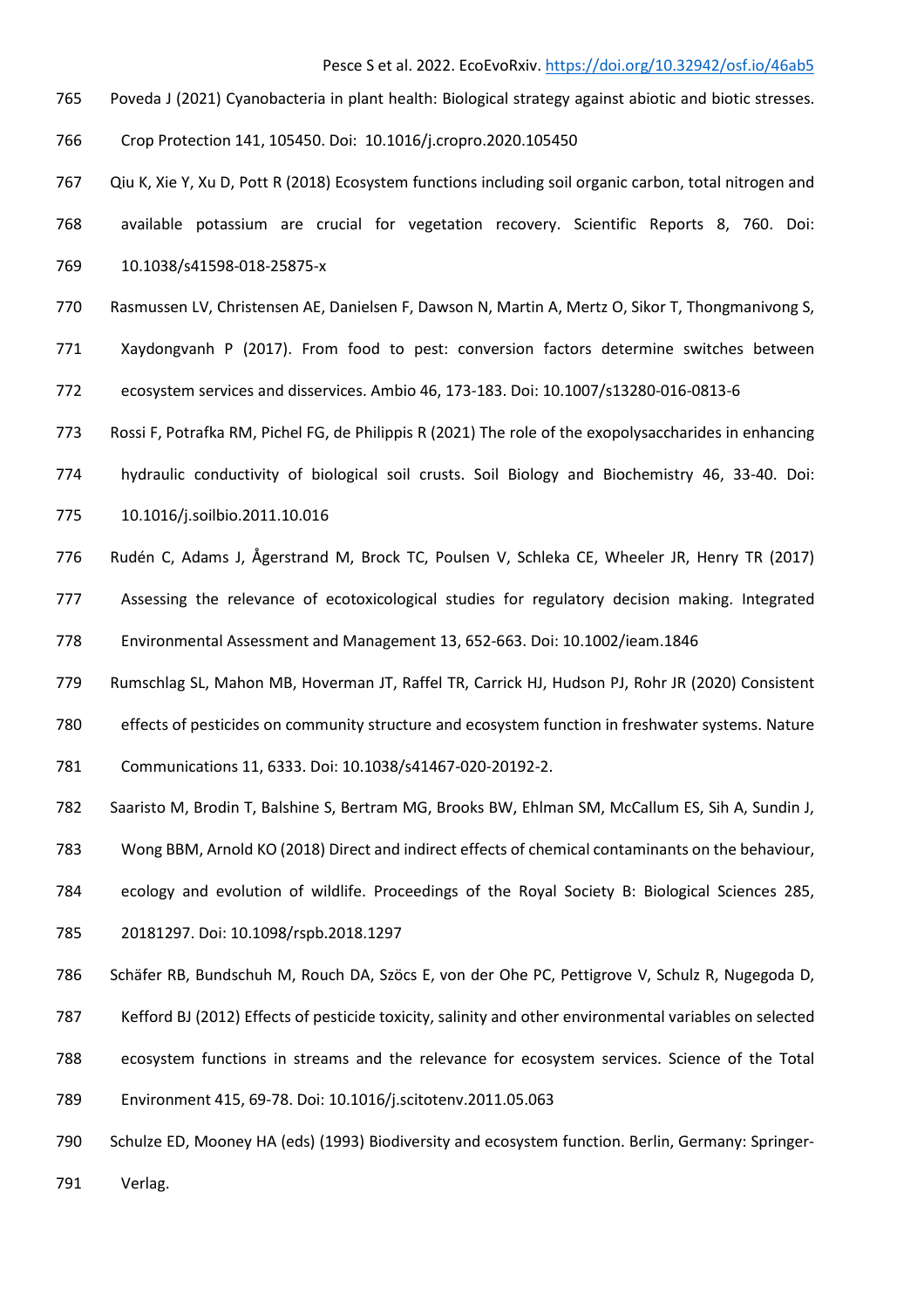Poveda J (2021) Cyanobacteria in plant health: Biological strategy against abiotic and biotic stresses. Crop Protection 141, 105450. Doi: 10.1016/j.cropro.2020.105450

Qiu K, Xie Y, Xu D, Pott R (2018) Ecosystem functions including soil organic carbon, total nitrogen and available potassium are crucial for vegetation recovery. Scientific Reports 8, 760. Doi: 10.1038/s41598-018-25875-x

Rasmussen LV, Christensen AE, Danielsen F, Dawson N, Martin A, Mertz O, Sikor T, Thongmanivong S, Xaydongvanh P (2017). From food to pest: conversion factors determine switches between ecosystem services and disservices. Ambio 46, 173-183. Doi: 10.1007/s13280-016-0813-6

Rossi F, Potrafka RM, Pichel FG, de Philippis R (2021) The role of the exopolysaccharides in enhancing hydraulic conductivity of biological soil crusts. Soil Biology and Biochemistry 46, 33-40. Doi: 10.1016/j.soilbio.2011.10.016

Rudén C, Adams J, Ågerstrand M, Brock TC, Poulsen V, Schleka CE, Wheeler JR, Henry TR (2017) Assessing the relevance of ecotoxicological studies for regulatory decision making. Integrated Environmental Assessment and Management 13, 652-663. Doi: 10.1002/ieam.1846

Rumschlag SL, Mahon MB, Hoverman JT, Raffel TR, Carrick HJ, Hudson PJ, Rohr JR (2020) Consistent effects of pesticides on community structure and ecosystem function in freshwater systems. Nature Communications 11, 6333. Doi: 10.1038/s41467-020-20192-2.

Saaristo M, Brodin T, Balshine S, Bertram MG, Brooks BW, Ehlman SM, McCallum ES, Sih A, Sundin J, Wong BBM, Arnold KO (2018) Direct and indirect effects of chemical contaminants on the behaviour, ecology and evolution of wildlife. Proceedings of the Royal Society B: Biological Sciences 285, 20181297. Doi: 10.1098/rspb.2018.1297

Schäfer RB, Bundschuh M, Rouch DA, Szöcs E, von der Ohe PC, Pettigrove V, Schulz R, Nugegoda D, Kefford BJ (2012) Effects of pesticide toxicity, salinity and other environmental variables on selected ecosystem functions in streams and the relevance for ecosystem services. Science of the Total Environment 415, 69-78. Doi: 10.1016/j.scitotenv.2011.05.063

Schulze ED, Mooney HA (eds) (1993) Biodiversity and ecosystem function. Berlin, Germany: Springer-Verlag.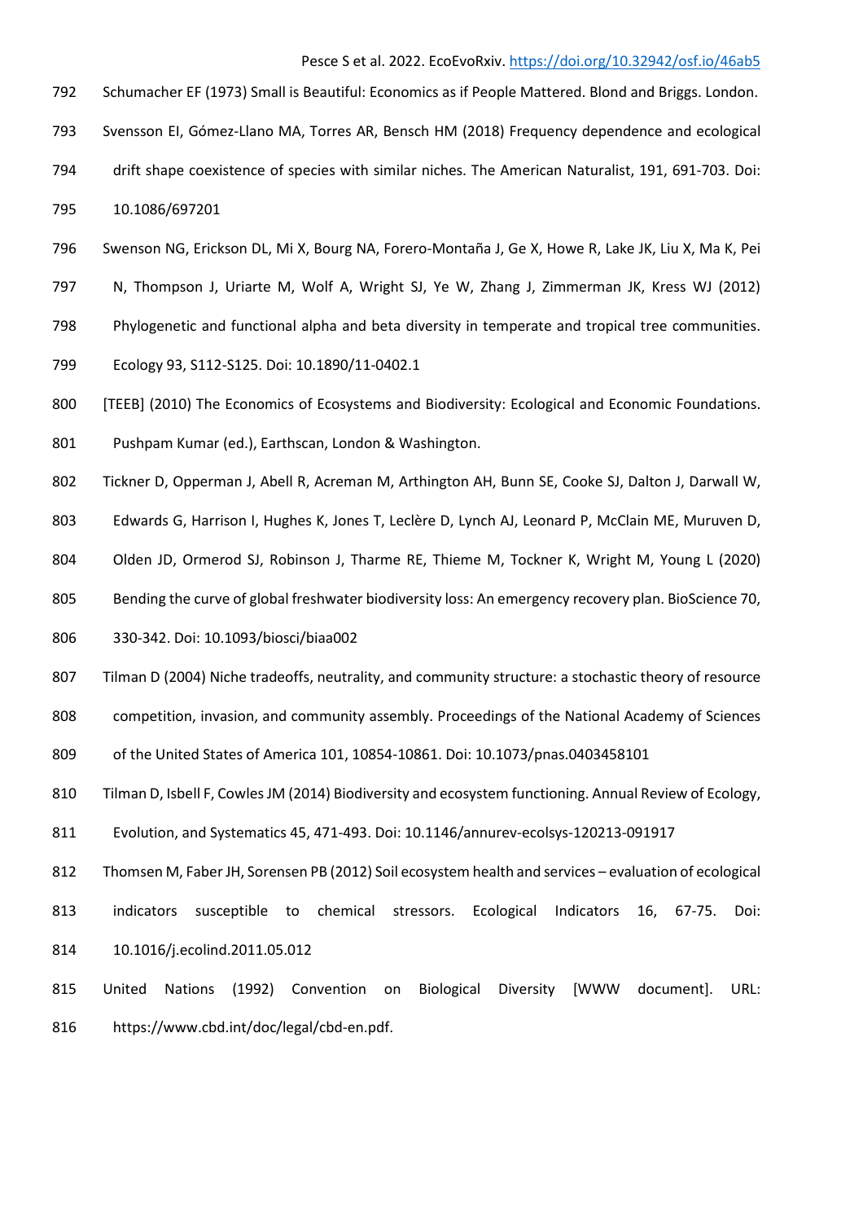Schumacher EF (1973) Small is Beautiful: Economics as if People Mattered. Blond and Briggs. London.

Svensson EI, Gómez-Llano MA, Torres AR, Bensch HM (2018) Frequency dependence and ecological drift shape coexistence of species with similar niches. The American Naturalist, 191, 691-703. Doi: 10.1086/697201

Swenson NG, Erickson DL, Mi X, Bourg NA, Forero-Montaña J, Ge X, Howe R, Lake JK, Liu X, Ma K, Pei N, Thompson J, Uriarte M, Wolf A, Wright SJ, Ye W, Zhang J, Zimmerman JK, Kress WJ (2012) Phylogenetic and functional alpha and beta diversity in temperate and tropical tree communities. Ecology 93, S112-S125. Doi: 10.1890/11-0402.1

[TEEB] (2010) The Economics of Ecosystems and Biodiversity: Ecological and Economic Foundations. Pushpam Kumar (ed.), Earthscan, London & Washington.

Tickner D, Opperman J, Abell R, Acreman M, Arthington AH, Bunn SE, Cooke SJ, Dalton J, Darwall W, Edwards G, Harrison I, Hughes K, Jones T, Leclère D, Lynch AJ, Leonard P, McClain ME, Muruven D, Olden JD, Ormerod SJ, Robinson J, Tharme RE, Thieme M, Tockner K, Wright M, Young L (2020) Bending the curve of global freshwater biodiversity loss: An emergency recovery plan. BioScience 70, 330-342. Doi: 10.1093/biosci/biaa002

Tilman D (2004) Niche tradeoffs, neutrality, and community structure: a stochastic theory of resource competition, invasion, and community assembly. Proceedings of the National Academy of Sciences of the United States of America 101, 10854-10861. Doi: 10.1073/pnas.0403458101

Tilman D, Isbell F, Cowles JM (2014) Biodiversity and ecosystem functioning. Annual Review of Ecology, Evolution, and Systematics 45, 471-493. Doi: 10.1146/annurev-ecolsys-120213-091917

Thomsen M, Faber JH, Sorensen PB (2012) Soil ecosystem health and services – evaluation of ecological indicators susceptible to chemical stressors. Ecological Indicators 16, 67-75. Doi: 10.1016/j.ecolind.2011.05.012

United Nations (1992) Convention on Biological Diversity [WWW document]. URL: https://www.cbd.int/doc/legal/cbd-en.pdf.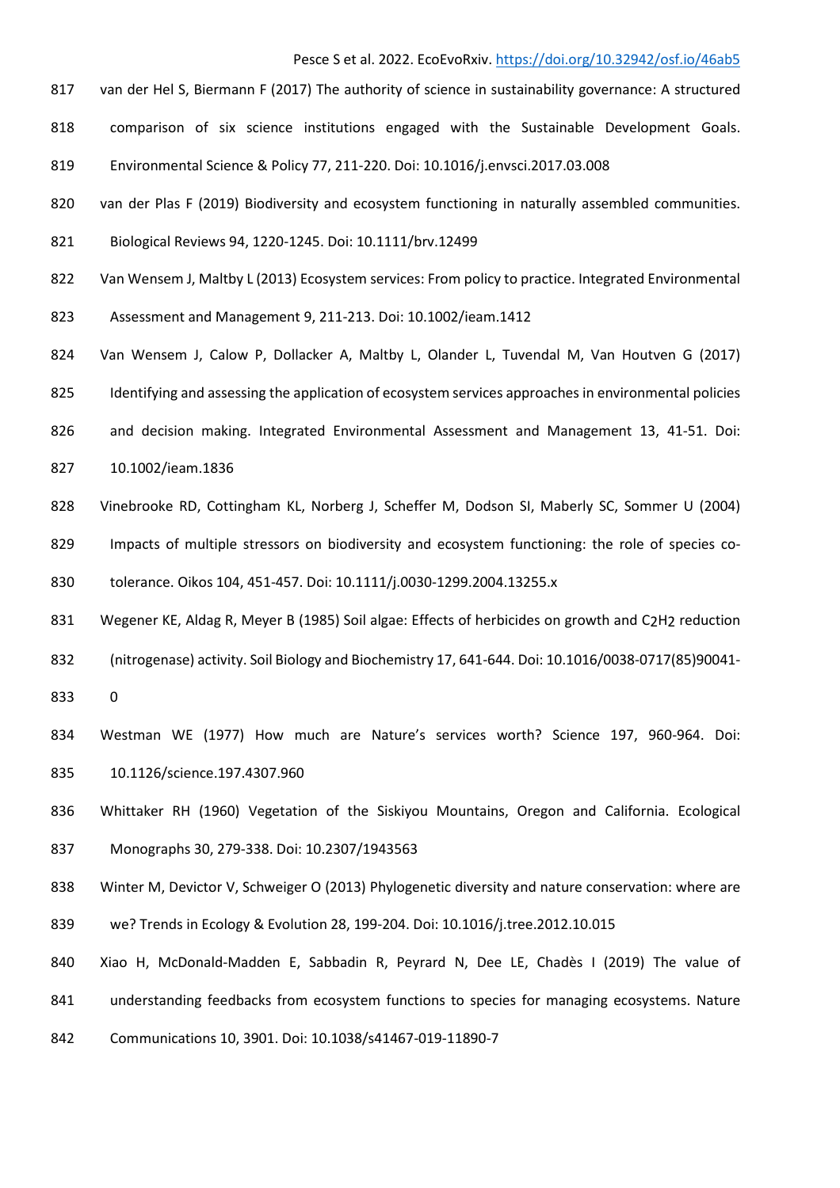van der Hel S, Biermann F (2017) The authority of science in sustainability governance: A structured comparison of six science institutions engaged with the Sustainable Development Goals. Environmental Science & Policy 77, 211-220. Doi: 10.1016/j.envsci.2017.03.008

van der Plas F (2019) Biodiversity and ecosystem functioning in naturally assembled communities. Biological Reviews 94, 1220-1245. Doi: 10.1111/brv.12499

Van Wensem J, Maltby L (2013) Ecosystem services: From policy to practice. Integrated Environmental Assessment and Management 9, 211-213. Doi: 10.1002/ieam.1412

Van Wensem J, Calow P, Dollacker A, Maltby L, Olander L, Tuvendal M, Van Houtven G (2017) Identifying and assessing the application of ecosystem services approaches in environmental policies and decision making. Integrated Environmental Assessment and Management 13, 41-51. Doi: 10.1002/ieam.1836

Vinebrooke RD, Cottingham KL, Norberg J, Scheffer M, Dodson SI, Maberly SC, Sommer U (2004) Impacts of multiple stressors on biodiversity and ecosystem functioning: the role of species co-tolerance. Oikos 104, 451-457. Doi: 10.1111/j.0030-1299.2004.13255.x

Wegener KE, Aldag R, Meyer B (1985) Soil algae: Effects of herbicides on growth and $C_2H_2$ reduction (nitrogenase) activity. Soil Biology and Biochemistry 17, 641-644. Doi: 10.1016/0038-0717(85)90041-0

Westman WE (1977) How much are Nature's services worth? Science 197, 960-964. Doi: 10.1126/science.197.4307.960

Whittaker RH (1960) Vegetation of the Siskiyou Mountains, Oregon and California. Ecological Monographs 30, 279-338. Doi: 10.2307/1943563

Winter M, Devictor V, Schweiger O (2013) Phylogenetic diversity and nature conservation: where are we? Trends in Ecology & Evolution 28, 199-204. Doi: 10.1016/j.tree.2012.10.015

Xiao H, McDonald-Madden E, Sabbadin R, Peyrard N, Dee LE, Chadès I (2019) The value of understanding feedbacks from ecosystem functions to species for managing ecosystems. Nature Communications 10, 3901. Doi: 10.1038/s41467-019-11890-7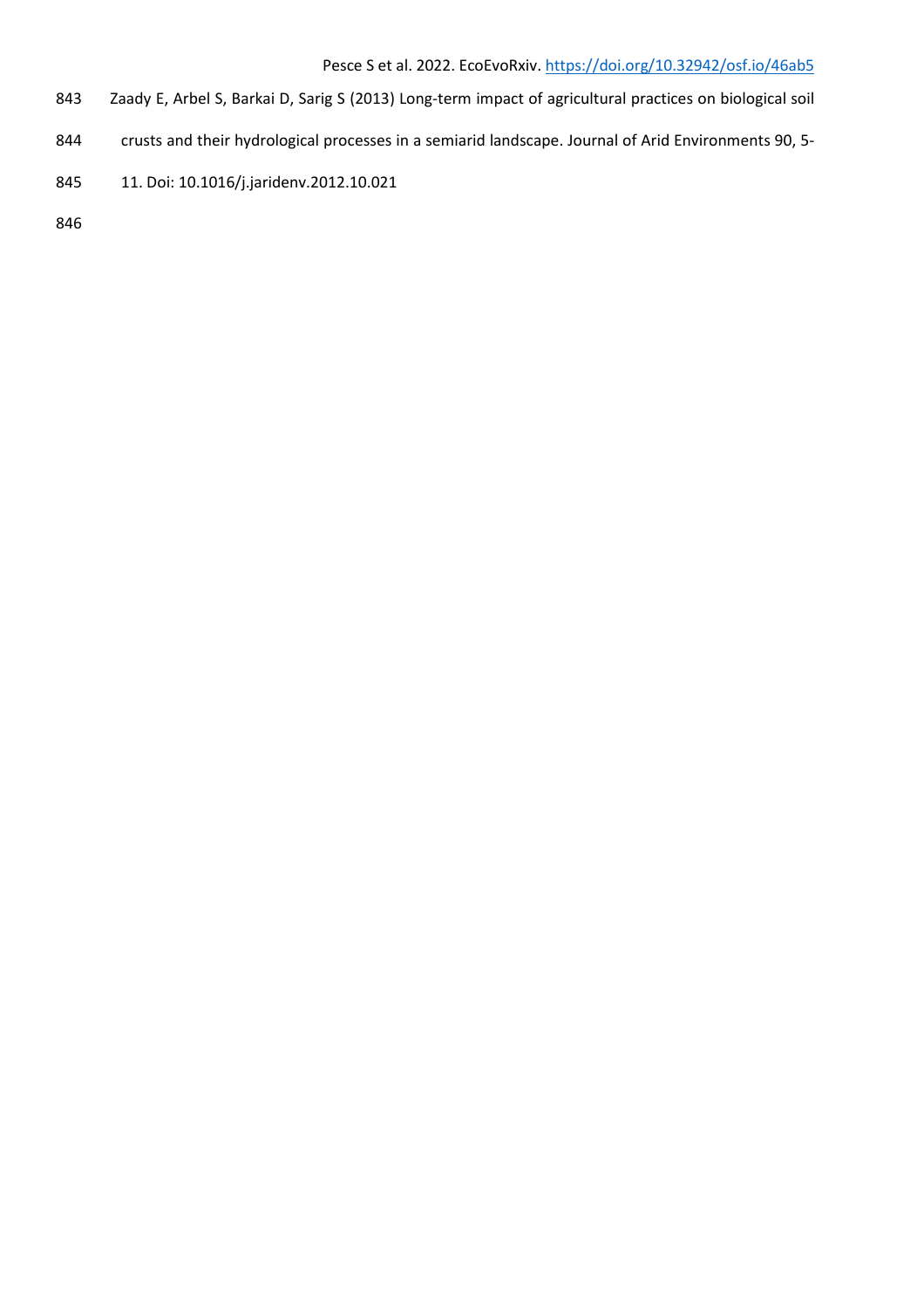Zaady E, Arbel S, Barkai D, Sarig S (2013) Long-term impact of agricultural practices on biological soil crusts and their hydrological processes in a semiarid landscape. Journal of Arid Environments 90, 5-11. Doi: 10.1016/j.jaridenv.2012.10.021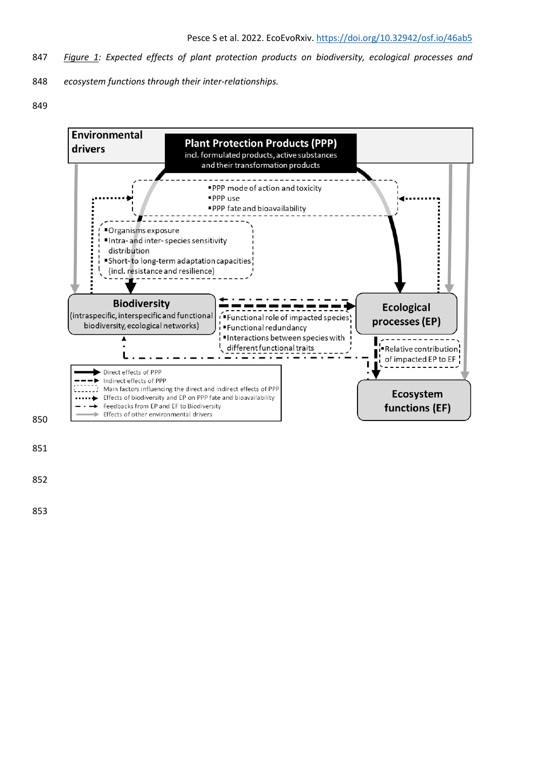*Figure 1: Expected effects of plant protection products on biodiversity, ecological processes and ecosystem functions through their inter-relationships.*

**Environmental drivers**

**Plant Protection Products (PPP)**
incl. formulated products, active substances and their transformation products

- PPP mode of action and toxicity
- PPP use
- PPP fate and bioavailability

- Organisms exposure
- Intra- and inter- species sensitivity distribution
- Short- to long-term adaptation capacities (incl. resistance and resilience)

**Biodiversity**
(intraspecific, interspecific and functional biodiversity, ecological networks)

**Ecological processes (EP)**

- Functional role of impacted species
- Functional redundancy
- Interactions between species with different functional traits

- Relative contribution of impacted EP to EF

**Ecosystem functions (EF)**

Legend:
- Direct effects of PPP
- Indirect effects of PPP
- Main factors influencing the direct and indirect effects of PPP
- Effects of biodiversity and EP on PPP fate and bioavailability
- Feedbacks from EP and EF to Biodiversity
- Effects of other environmental drivers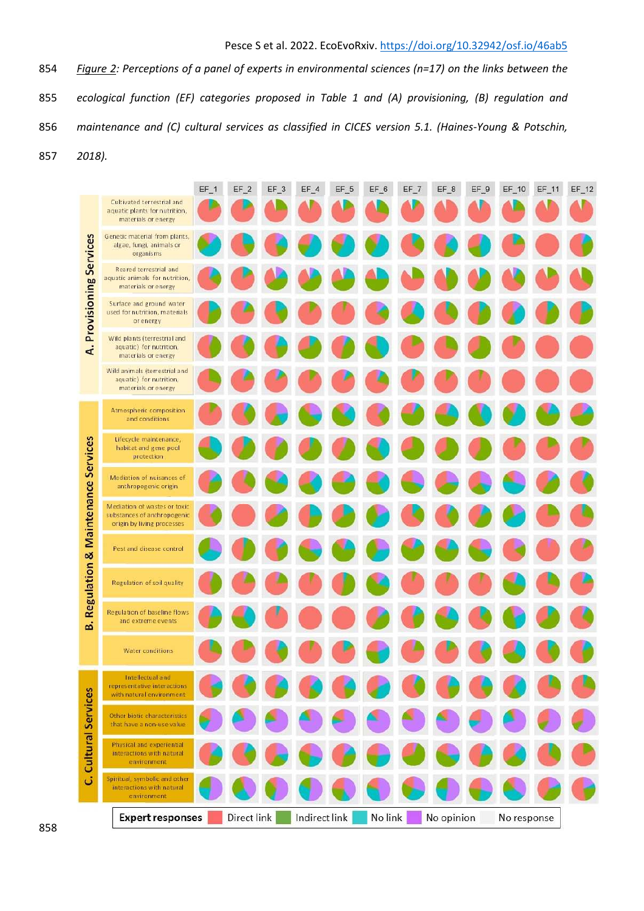*Figure 2: Perceptions of a panel of experts in environmental sciences (n=17) on the links between the ecological function (EF) categories proposed in Table 1 and (A) provisioning, (B) regulation and maintenance and (C) cultural services as classified in CICES version 5.1. (Haines-Young & Potschin, 2018).*

| | | EF_1 | EF_2 | EF_3 | EF_4 | EF_5 | EF_6 | EF_7 | EF_8 | EF_9 | EF_10 | EF_11 | EF_12 |
|---|---|---|---|---|---|---|---|---|---|---|---|---|---|
| A. Provisioning Services | Cultivated terrestrial and aquatic plants for nutrition, materials or energy | | | | | | | | | | | | |
| | Genetic material from plants, algae, fungi, animals or organisms | | | | | | | | | | | | |
| | Reared terrestrial and aquatic animals for nutrition, materials or energy | | | | | | | | | | | | |
| | Surface and ground water used for nutrition, materials or energy | | | | | | | | | | | | |
| | Wild plants (terrestrial and aquatic) for nutrition, materials or energy | | | | | | | | | | | | |
| | Wild animals (terrestrial and aquatic) for nutrition, materials or energy | | | | | | | | | | | | |
| B. Regulation & Maintenance Services | Atmospheric composition and conditions | | | | | | | | | | | | |
| | Lifecycle maintenance, habitat and gene pool protection | | | | | | | | | | | | |
| | Mediation of nuisances of anthropogenic origin | | | | | | | | | | | | |
| | Mediation of wastes or toxic substances of anthropogenic origin by living processes | | | | | | | | | | | | |
| | Pest and disease control | | | | | | | | | | | | |
| | Regulation of soil quality | | | | | | | | | | | | |
| | Regulation of baseline flows and extreme events | | | | | | | | | | | | |
| | Water conditions | | | | | | | | | | | | |
| C. Cultural Services | Intellectual and representative interactions with natural environment | | | | | | | | | | | | |
| | Other biotic characteristics that have a non-use value | | | | | | | | | | | | |
| | Physical and experiential interactions with natural environment | | | | | | | | | | | | |
| | Spiritual, symbolic and other interactions with natural environment | | | | | | | | | | | | |

**Expert responses**: Direct link; Indirect link; No link; No opinion; No response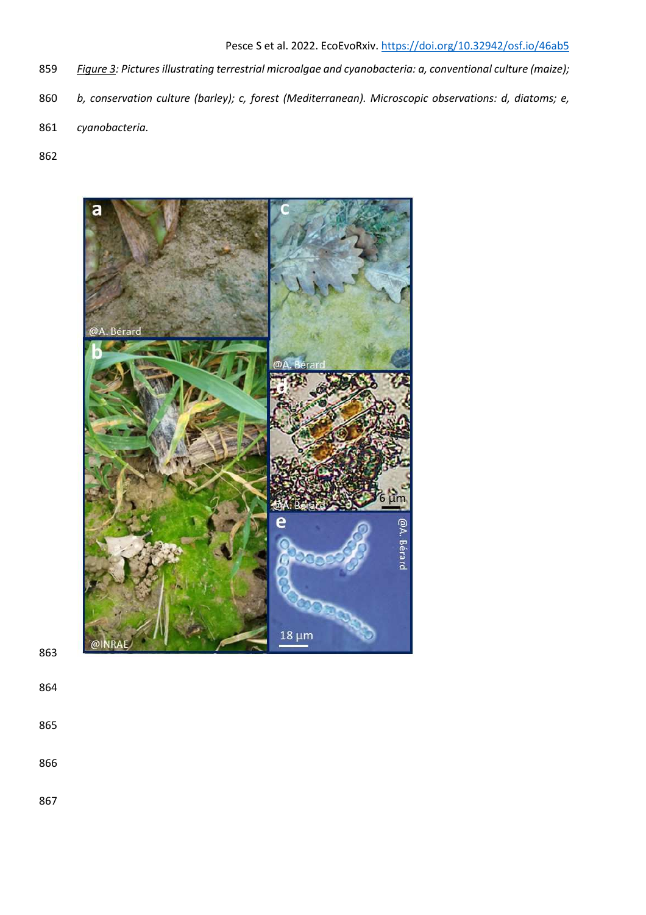*Figure 3: Pictures illustrating terrestrial microalgae and cyanobacteria: a, conventional culture (maize); b, conservation culture (barley); c, forest (Mediterranean). Microscopic observations: d, diatoms; e, cyanobacteria.*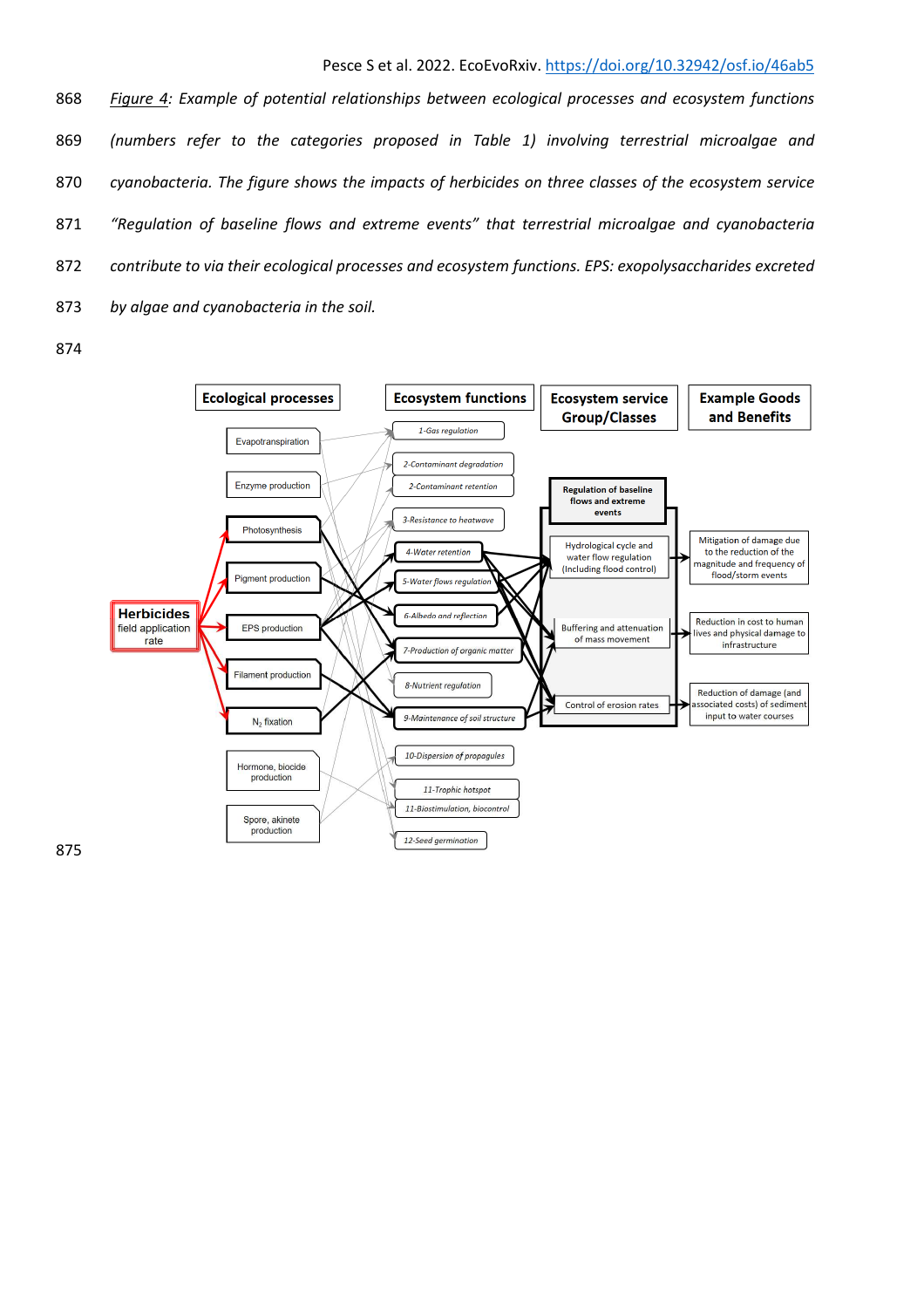*Figure 4: Example of potential relationships between ecological processes and ecosystem functions (numbers refer to the categories proposed in Table 1) involving terrestrial microalgae and cyanobacteria. The figure shows the impacts of herbicides on three classes of the ecosystem service "Regulation of baseline flows and extreme events" that terrestrial microalgae and cyanobacteria contribute to via their ecological processes and ecosystem functions. EPS: exopolysaccharides excreted by algae and cyanobacteria in the soil.*

Ecological processes

Ecosystem functions

Ecosystem service Group/Classes

Example Goods and Benefits

Evapotranspiration

Enzyme production

Photosynthesis

Pigment production

EPS production

Filament production

$N_2$ fixation

Hormone, biocide production

Spore, akinete production

Herbicides field application rate

1-Gas regulation

2-Contaminant degradation

2-Contaminant retention

3-Resistance to heatwave

4-Water retention

5-Water flows regulation

6-Albedo and reflection

7-Production of organic matter

8-Nutrient regulation

9-Maintenance of soil structure

10-Dispersion of propagules

11-Trophic hotspot

11-Biostimulation, biocontrol

12-Seed germination

Regulation of baseline flows and extreme events

Hydrological cycle and water flow regulation (Including flood control)

Buffering and attenuation of mass movement

Control of erosion rates

Mitigation of damage due to the reduction of the magnitude and frequency of flood/storm events

Reduction in cost to human lives and physical damage to infrastructure

Reduction of damage (and associated costs) of sediment input to water courses